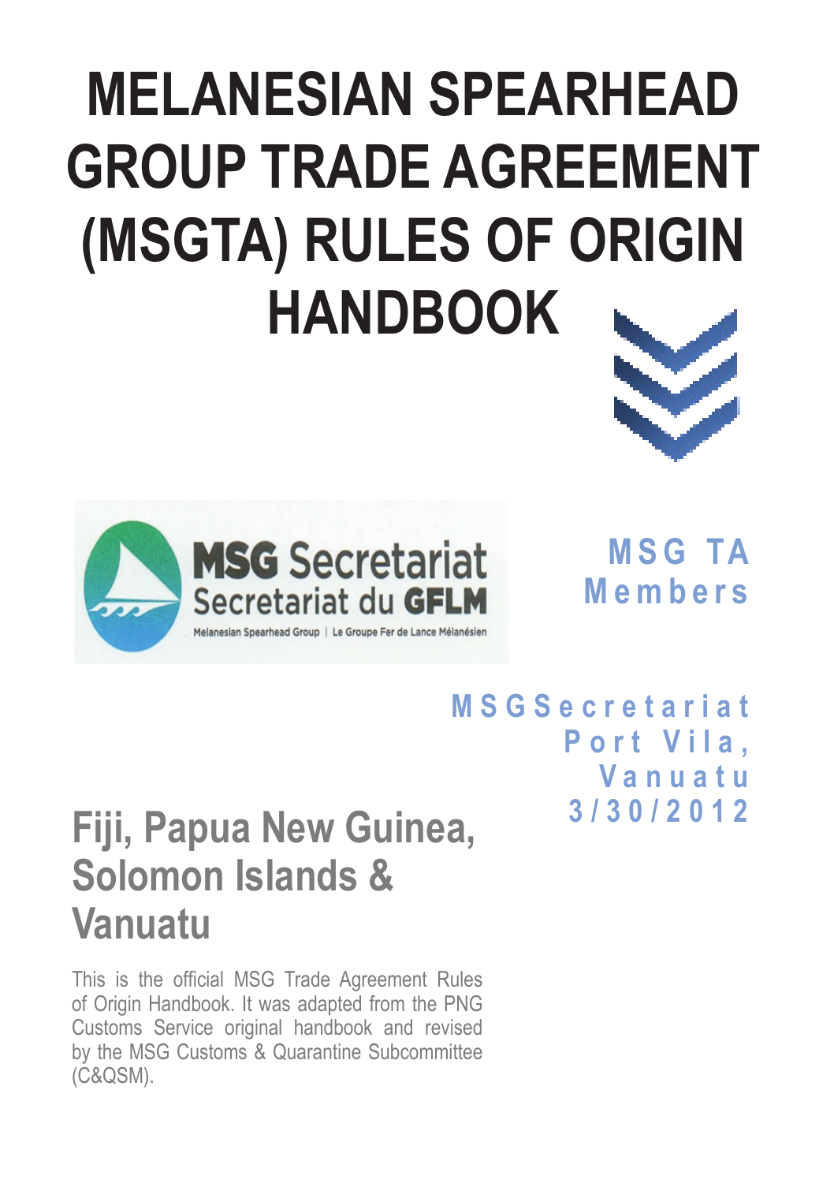# MELANESIAN SPEARHEAD GROUP TRADE AGREEMENT (MSGTA) RULES OF ORIGIN HANDBOOK

MSG Secretariat
Secretariat du GFLM
Melanesian Spearhead Group | Le Groupe Fer de Lance Mélanésien

**MSG TA Members**

**MSG Secretariat**
**Port Vila, Vanuatu**
**3/30/2012**

## Fiji, Papua New Guinea, Solomon Islands & Vanuatu

This is the official MSG Trade Agreement Rules of Origin Handbook. It was adapted from the PNG Customs Service original handbook and revised by the MSG Customs & Quarantine Subcommittee (C&QSM).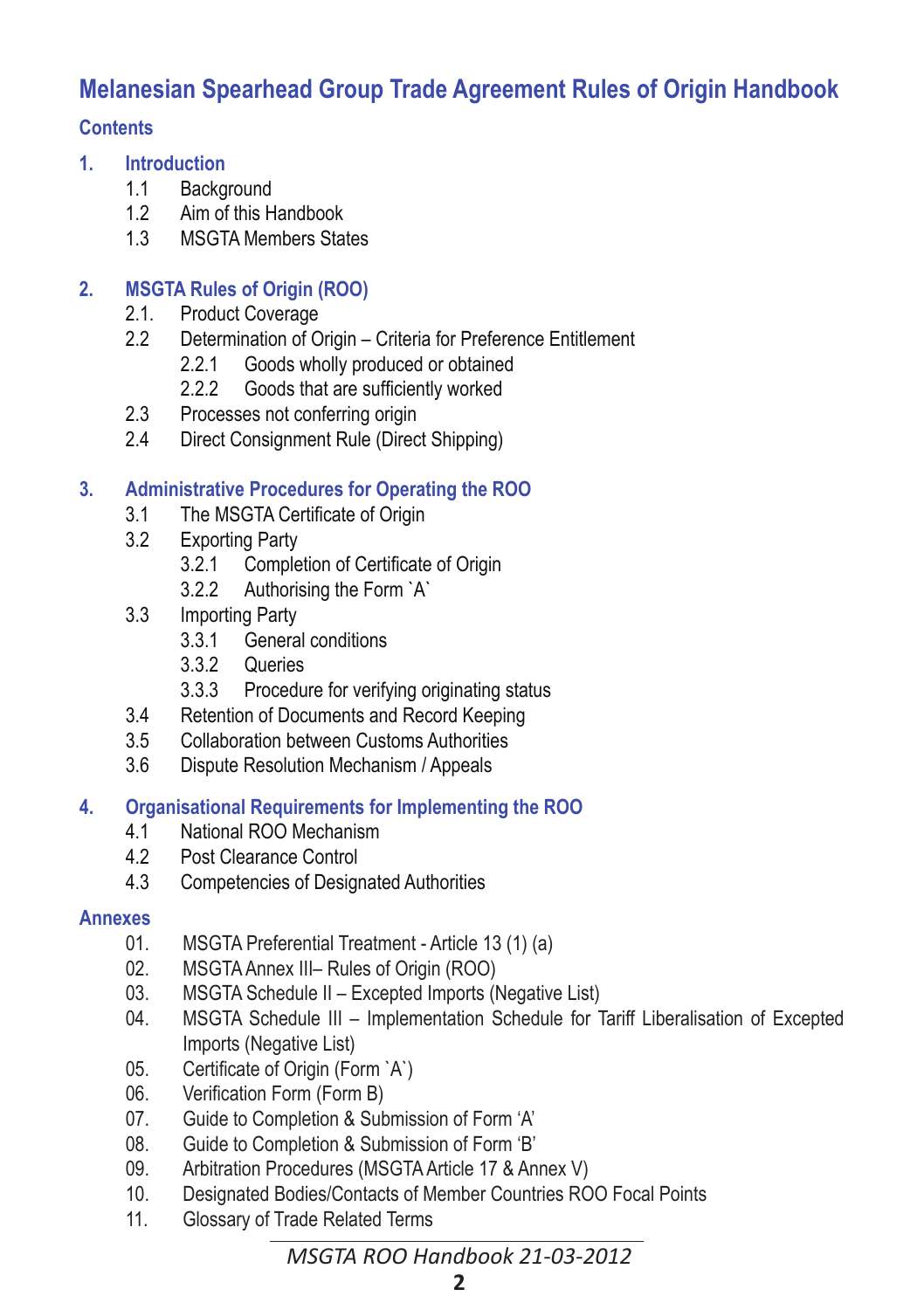# Melanesian Spearhead Group Trade Agreement Rules of Origin Handbook

## Contents

**1. Introduction**

- 1.1 Background
- 1.2 Aim of this Handbook
- 1.3 MSGTA Members States

**2. MSGTA Rules of Origin (ROO)**

- 2.1. Product Coverage
- 2.2 Determination of Origin – Criteria for Preference Entitlement
  - 2.2.1 Goods wholly produced or obtained
  - 2.2.2 Goods that are sufficiently worked
- 2.3 Processes not conferring origin
- 2.4 Direct Consignment Rule (Direct Shipping)

**3. Administrative Procedures for Operating the ROO**

- 3.1 The MSGTA Certificate of Origin
- 3.2 Exporting Party
  - 3.2.1 Completion of Certificate of Origin
  - 3.2.2 Authorising the Form `A`
- 3.3 Importing Party
  - 3.3.1 General conditions
  - 3.3.2 Queries
  - 3.3.3 Procedure for verifying originating status
- 3.4 Retention of Documents and Record Keeping
- 3.5 Collaboration between Customs Authorities
- 3.6 Dispute Resolution Mechanism / Appeals

**4. Organisational Requirements for Implementing the ROO**

- 4.1 National ROO Mechanism
- 4.2 Post Clearance Control
- 4.3 Competencies of Designated Authorities

**Annexes**

- 01. MSGTA Preferential Treatment - Article 13 (1) (a)
- 02. MSGTA Annex III– Rules of Origin (ROO)
- 03. MSGTA Schedule II – Excepted Imports (Negative List)
- 04. MSGTA Schedule III – Implementation Schedule for Tariff Liberalisation of Excepted Imports (Negative List)
- 05. Certificate of Origin (Form `A`)
- 06. Verification Form (Form B)
- 07. Guide to Completion & Submission of Form 'A'
- 08. Guide to Completion & Submission of Form 'B'
- 09. Arbitration Procedures (MSGTA Article 17 & Annex V)
- 10. Designated Bodies/Contacts of Member Countries ROO Focal Points
- 11. Glossary of Trade Related Terms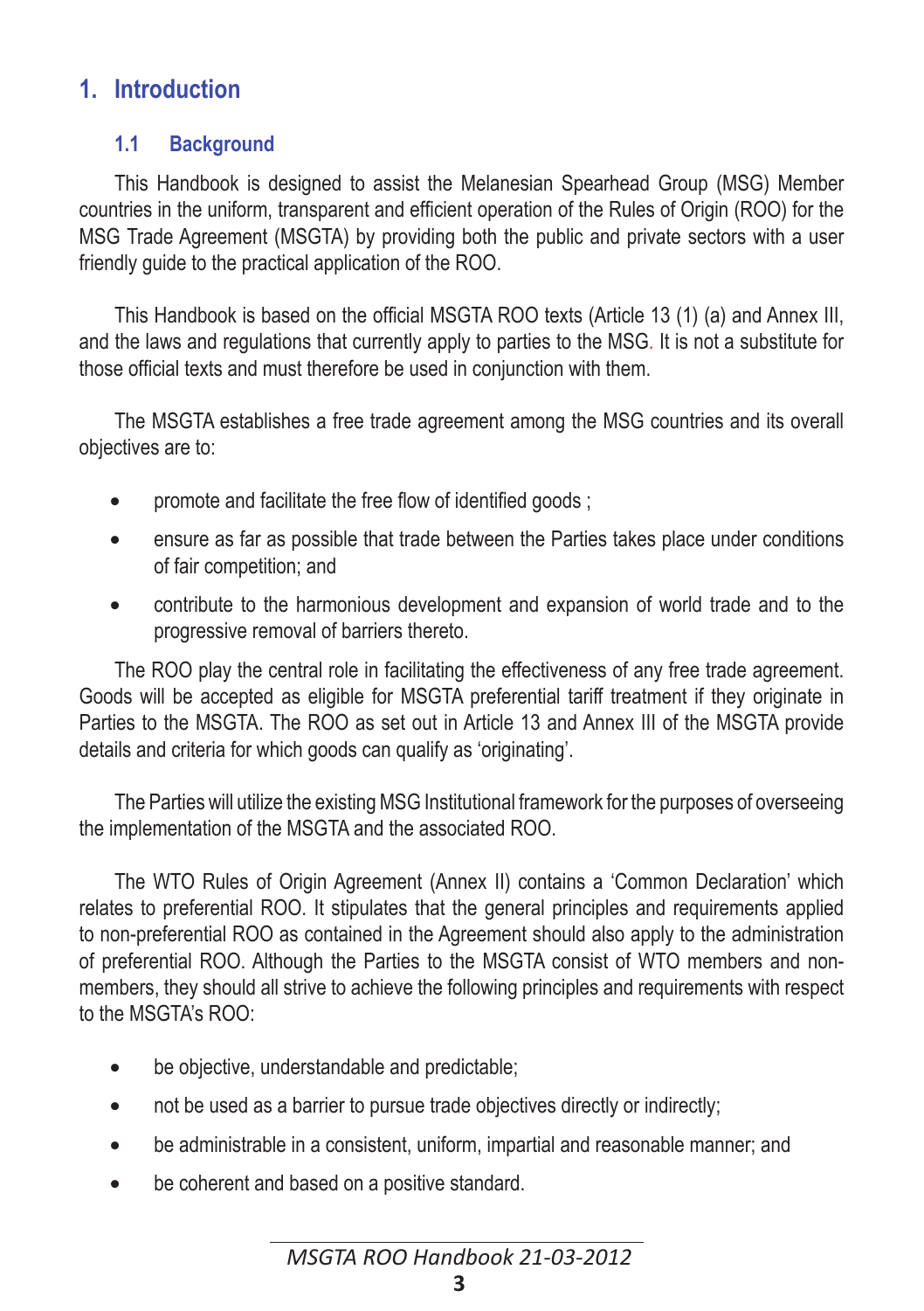# 1. Introduction

## 1.1 Background

This Handbook is designed to assist the Melanesian Spearhead Group (MSG) Member countries in the uniform, transparent and efficient operation of the Rules of Origin (ROO) for the MSG Trade Agreement (MSGTA) by providing both the public and private sectors with a user friendly guide to the practical application of the ROO.

This Handbook is based on the official MSGTA ROO texts (Article 13 (1) (a) and Annex III, and the laws and regulations that currently apply to parties to the MSG. It is not a substitute for those official texts and must therefore be used in conjunction with them.

The MSGTA establishes a free trade agreement among the MSG countries and its overall objectives are to:

- promote and facilitate the free flow of identified goods ;
- ensure as far as possible that trade between the Parties takes place under conditions of fair competition; and
- contribute to the harmonious development and expansion of world trade and to the progressive removal of barriers thereto.

The ROO play the central role in facilitating the effectiveness of any free trade agreement. Goods will be accepted as eligible for MSGTA preferential tariff treatment if they originate in Parties to the MSGTA. The ROO as set out in Article 13 and Annex III of the MSGTA provide details and criteria for which goods can qualify as 'originating'.

The Parties will utilize the existing MSG Institutional framework for the purposes of overseeing the implementation of the MSGTA and the associated ROO.

The WTO Rules of Origin Agreement (Annex II) contains a 'Common Declaration' which relates to preferential ROO. It stipulates that the general principles and requirements applied to non-preferential ROO as contained in the Agreement should also apply to the administration of preferential ROO. Although the Parties to the MSGTA consist of WTO members and non-members, they should all strive to achieve the following principles and requirements with respect to the MSGTA's ROO:

- be objective, understandable and predictable;
- not be used as a barrier to pursue trade objectives directly or indirectly;
- be administrable in a consistent, uniform, impartial and reasonable manner; and
- be coherent and based on a positive standard.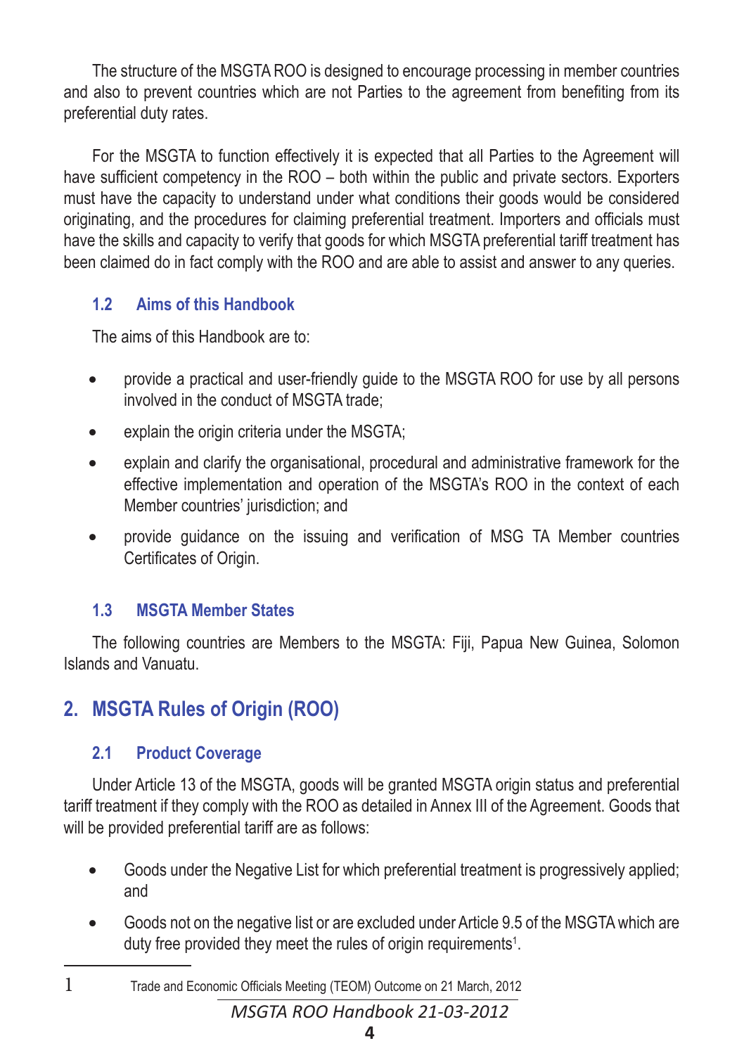The structure of the MSGTA ROO is designed to encourage processing in member countries and also to prevent countries which are not Parties to the agreement from benefiting from its preferential duty rates.

For the MSGTA to function effectively it is expected that all Parties to the Agreement will have sufficient competency in the ROO – both within the public and private sectors. Exporters must have the capacity to understand under what conditions their goods would be considered originating, and the procedures for claiming preferential treatment. Importers and officials must have the skills and capacity to verify that goods for which MSGTA preferential tariff treatment has been claimed do in fact comply with the ROO and are able to assist and answer to any queries.

### 1.2 Aims of this Handbook

The aims of this Handbook are to:

- provide a practical and user-friendly guide to the MSGTA ROO for use by all persons involved in the conduct of MSGTA trade;
- explain the origin criteria under the MSGTA;
- explain and clarify the organisational, procedural and administrative framework for the effective implementation and operation of the MSGTA's ROO in the context of each Member countries' jurisdiction; and
- provide guidance on the issuing and verification of MSG TA Member countries Certificates of Origin.

### 1.3 MSGTA Member States

The following countries are Members to the MSGTA: Fiji, Papua New Guinea, Solomon Islands and Vanuatu.

## 2. MSGTA Rules of Origin (ROO)

### 2.1 Product Coverage

Under Article 13 of the MSGTA, goods will be granted MSGTA origin status and preferential tariff treatment if they comply with the ROO as detailed in Annex III of the Agreement. Goods that will be provided preferential tariff are as follows:

- Goods under the Negative List for which preferential treatment is progressively applied; and
- Goods not on the negative list or are excluded under Article 9.5 of the MSGTA which are duty free provided they meet the rules of origin requirements[1].

---

[1] Trade and Economic Officials Meeting (TEOM) Outcome on 21 March, 2012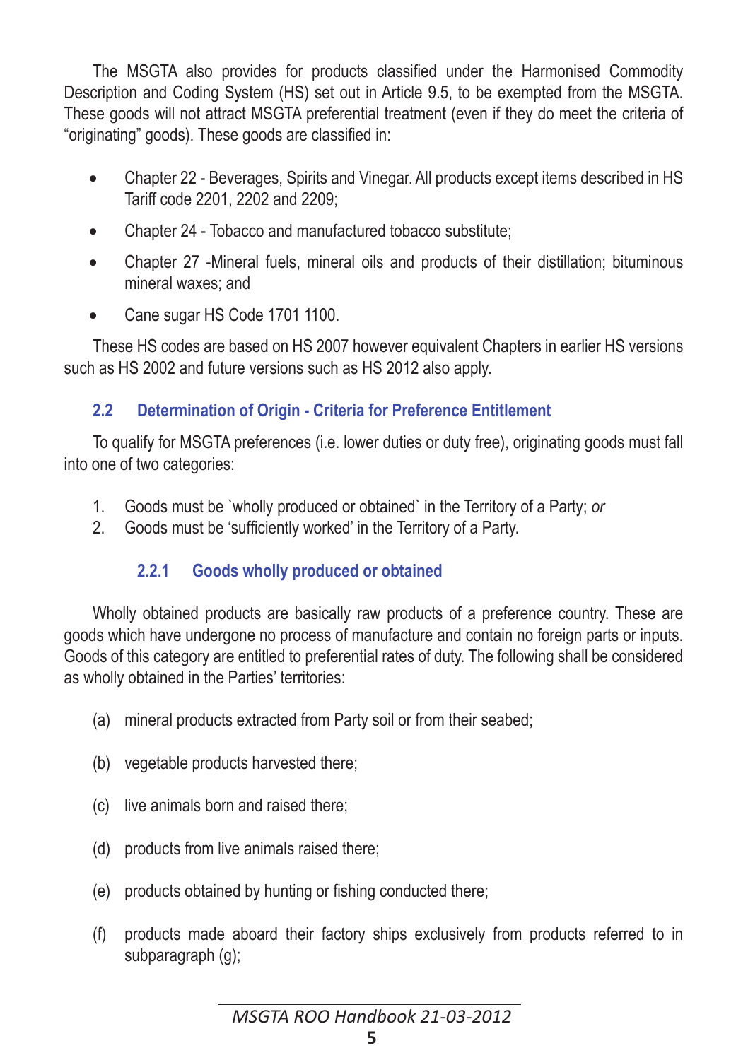The MSGTA also provides for products classified under the Harmonised Commodity Description and Coding System (HS) set out in Article 9.5, to be exempted from the MSGTA. These goods will not attract MSGTA preferential treatment (even if they do meet the criteria of "originating" goods). These goods are classified in:

- Chapter 22 - Beverages, Spirits and Vinegar. All products except items described in HS Tariff code 2201, 2202 and 2209;
- Chapter 24 - Tobacco and manufactured tobacco substitute;
- Chapter 27 -Mineral fuels, mineral oils and products of their distillation; bituminous mineral waxes; and
- Cane sugar HS Code 1701 1100.

These HS codes are based on HS 2007 however equivalent Chapters in earlier HS versions such as HS 2002 and future versions such as HS 2012 also apply.

## 2.2 Determination of Origin - Criteria for Preference Entitlement

To qualify for MSGTA preferences (i.e. lower duties or duty free), originating goods must fall into one of two categories:

1. Goods must be `wholly produced or obtained` in the Territory of a Party; *or*
2. Goods must be 'sufficiently worked' in the Territory of a Party.

### 2.2.1 Goods wholly produced or obtained

Wholly obtained products are basically raw products of a preference country. These are goods which have undergone no process of manufacture and contain no foreign parts or inputs. Goods of this category are entitled to preferential rates of duty. The following shall be considered as wholly obtained in the Parties' territories:

(a) mineral products extracted from Party soil or from their seabed;

(b) vegetable products harvested there;

(c) live animals born and raised there;

(d) products from live animals raised there;

(e) products obtained by hunting or fishing conducted there;

(f) products made aboard their factory ships exclusively from products referred to in subparagraph (g);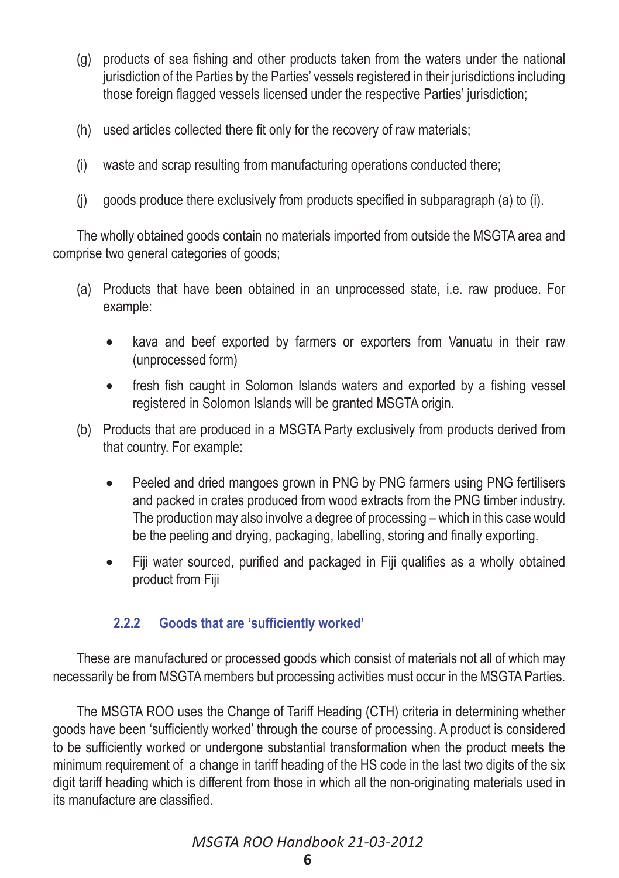(g) products of sea fishing and other products taken from the waters under the national jurisdiction of the Parties by the Parties' vessels registered in their jurisdictions including those foreign flagged vessels licensed under the respective Parties' jurisdiction;

(h) used articles collected there fit only for the recovery of raw materials;

(i) waste and scrap resulting from manufacturing operations conducted there;

(j) goods produce there exclusively from products specified in subparagraph (a) to (i).

The wholly obtained goods contain no materials imported from outside the MSGTA area and comprise two general categories of goods;

(a) Products that have been obtained in an unprocessed state, i.e. raw produce. For example:

- kava and beef exported by farmers or exporters from Vanuatu in their raw (unprocessed form)
- fresh fish caught in Solomon Islands waters and exported by a fishing vessel registered in Solomon Islands will be granted MSGTA origin.

(b) Products that are produced in a MSGTA Party exclusively from products derived from that country. For example:

- Peeled and dried mangoes grown in PNG by PNG farmers using PNG fertilisers and packed in crates produced from wood extracts from the PNG timber industry. The production may also involve a degree of processing – which in this case would be the peeling and drying, packaging, labelling, storing and finally exporting.
- Fiji water sourced, purified and packaged in Fiji qualifies as a wholly obtained product from Fiji

### 2.2.2 Goods that are 'sufficiently worked'

These are manufactured or processed goods which consist of materials not all of which may necessarily be from MSGTA members but processing activities must occur in the MSGTA Parties.

The MSGTA ROO uses the Change of Tariff Heading (CTH) criteria in determining whether goods have been 'sufficiently worked' through the course of processing. A product is considered to be sufficiently worked or undergone substantial transformation when the product meets the minimum requirement of a change in tariff heading of the HS code in the last two digits of the six digit tariff heading which is different from those in which all the non-originating materials used in its manufacture are classified.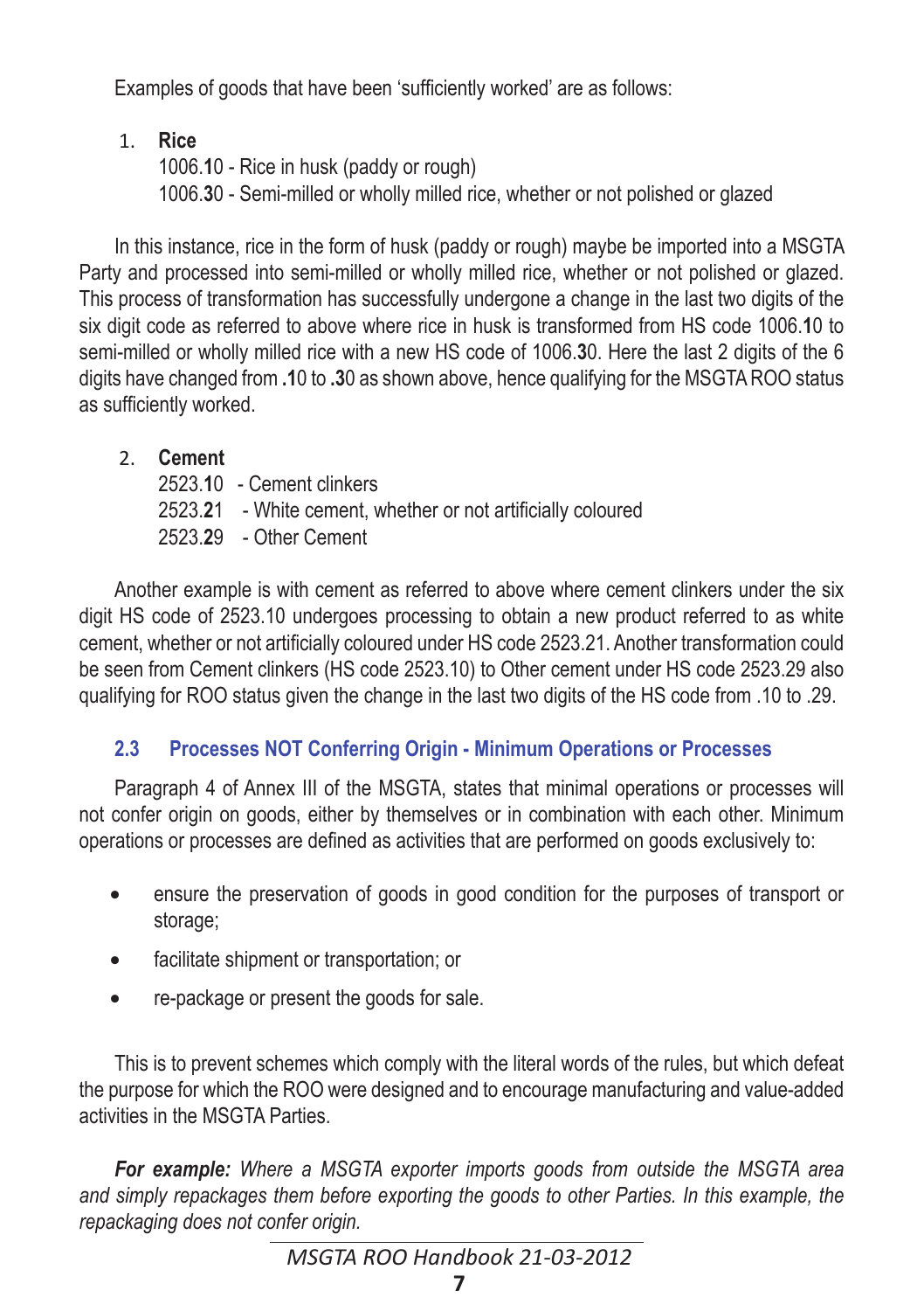Examples of goods that have been 'sufficiently worked' are as follows:

1. **Rice**

   1006.**1**0 - Rice in husk (paddy or rough)
   1006.**3**0 - Semi-milled or wholly milled rice, whether or not polished or glazed

In this instance, rice in the form of husk (paddy or rough) maybe be imported into a MSGTA Party and processed into semi-milled or wholly milled rice, whether or not polished or glazed. This process of transformation has successfully undergone a change in the last two digits of the six digit code as referred to above where rice in husk is transformed from HS code 1006.**1**0 to semi-milled or wholly milled rice with a new HS code of 1006.**3**0. Here the last 2 digits of the 6 digits have changed from **.1**0 to **.3**0 as shown above, hence qualifying for the MSGTA ROO status as sufficiently worked.

2. **Cement**

   2523.**1**0 - Cement clinkers
   2523.**2**1 - White cement, whether or not artificially coloured
   2523.**2**9 - Other Cement

Another example is with cement as referred to above where cement clinkers under the six digit HS code of 2523.10 undergoes processing to obtain a new product referred to as white cement, whether or not artificially coloured under HS code 2523.21. Another transformation could be seen from Cement clinkers (HS code 2523.10) to Other cement under HS code 2523.29 also qualifying for ROO status given the change in the last two digits of the HS code from .10 to .29.

## 2.3 Processes NOT Conferring Origin - Minimum Operations or Processes

Paragraph 4 of Annex III of the MSGTA, states that minimal operations or processes will not confer origin on goods, either by themselves or in combination with each other. Minimum operations or processes are defined as activities that are performed on goods exclusively to:

- ensure the preservation of goods in good condition for the purposes of transport or storage;
- facilitate shipment or transportation; or
- re-package or present the goods for sale.

This is to prevent schemes which comply with the literal words of the rules, but which defeat the purpose for which the ROO were designed and to encourage manufacturing and value-added activities in the MSGTA Parties.

***For example:*** *Where a MSGTA exporter imports goods from outside the MSGTA area and simply repackages them before exporting the goods to other Parties. In this example, the repackaging does not confer origin.*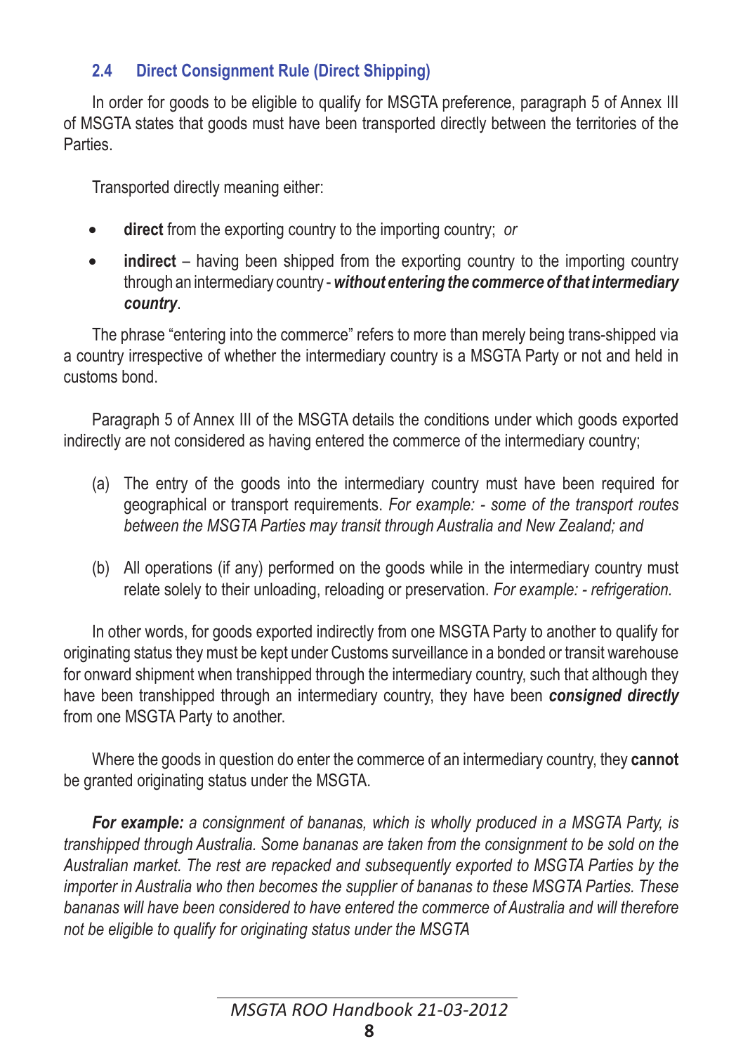### 2.4 Direct Consignment Rule (Direct Shipping)

In order for goods to be eligible to qualify for MSGTA preference, paragraph 5 of Annex III of MSGTA states that goods must have been transported directly between the territories of the Parties.

Transported directly meaning either:

- **direct** from the exporting country to the importing country; *or*
- **indirect** – having been shipped from the exporting country to the importing country through an intermediary country - ***without entering the commerce of that intermediary country***.

The phrase "entering into the commerce" refers to more than merely being trans-shipped via a country irrespective of whether the intermediary country is a MSGTA Party or not and held in customs bond.

Paragraph 5 of Annex III of the MSGTA details the conditions under which goods exported indirectly are not considered as having entered the commerce of the intermediary country;

(a) The entry of the goods into the intermediary country must have been required for geographical or transport requirements. *For example: - some of the transport routes between the MSGTA Parties may transit through Australia and New Zealand; and*

(b) All operations (if any) performed on the goods while in the intermediary country must relate solely to their unloading, reloading or preservation. *For example: - refrigeration.*

In other words, for goods exported indirectly from one MSGTA Party to another to qualify for originating status they must be kept under Customs surveillance in a bonded or transit warehouse for onward shipment when transhipped through the intermediary country, such that although they have been transhipped through an intermediary country, they have been ***consigned directly*** from one MSGTA Party to another.

Where the goods in question do enter the commerce of an intermediary country, they **cannot** be granted originating status under the MSGTA.

***For example:*** *a consignment of bananas, which is wholly produced in a MSGTA Party, is transhipped through Australia. Some bananas are taken from the consignment to be sold on the Australian market. The rest are repacked and subsequently exported to MSGTA Parties by the importer in Australia who then becomes the supplier of bananas to these MSGTA Parties. These bananas will have been considered to have entered the commerce of Australia and will therefore not be eligible to qualify for originating status under the MSGTA*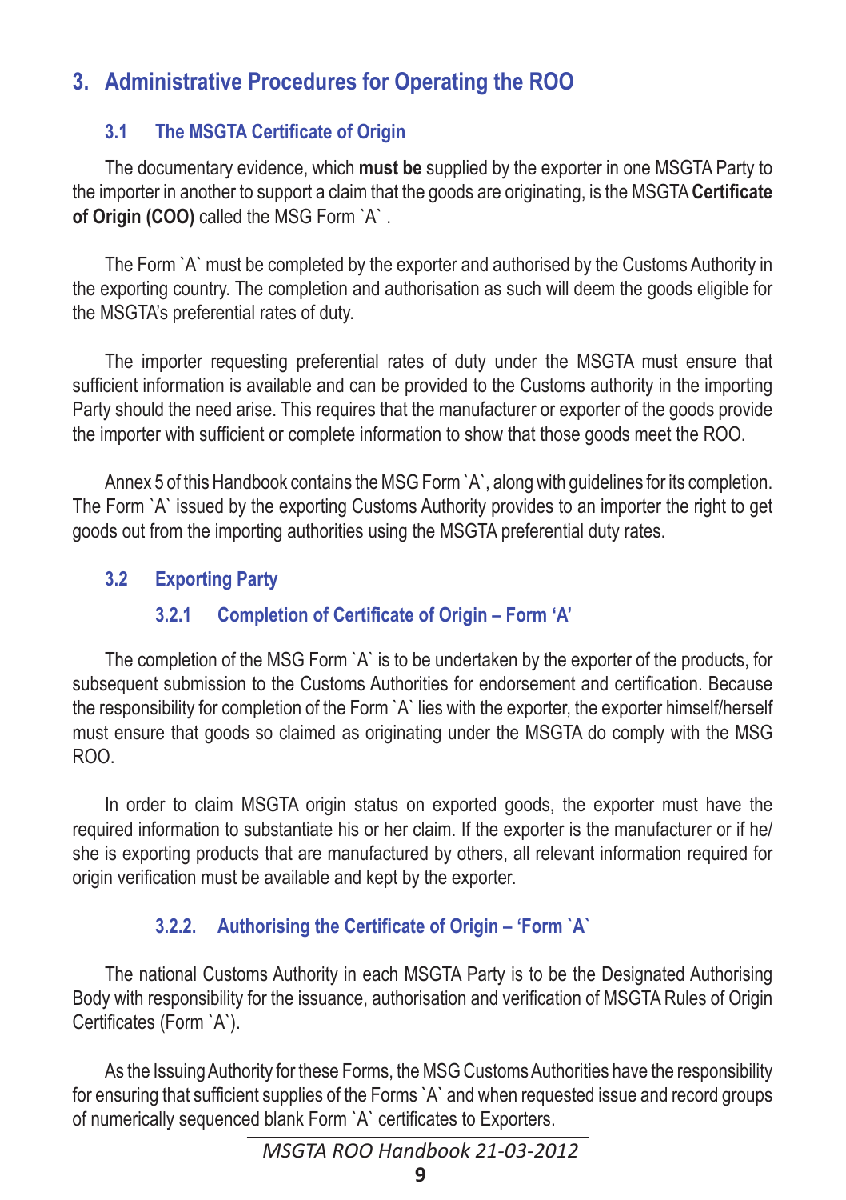# 3. Administrative Procedures for Operating the ROO

## 3.1 The MSGTA Certificate of Origin

The documentary evidence, which **must be** supplied by the exporter in one MSGTA Party to the importer in another to support a claim that the goods are originating, is the MSGTA **Certificate of Origin (COO)** called the MSG Form `A` .

The Form `A` must be completed by the exporter and authorised by the Customs Authority in the exporting country. The completion and authorisation as such will deem the goods eligible for the MSGTA's preferential rates of duty.

The importer requesting preferential rates of duty under the MSGTA must ensure that sufficient information is available and can be provided to the Customs authority in the importing Party should the need arise. This requires that the manufacturer or exporter of the goods provide the importer with sufficient or complete information to show that those goods meet the ROO.

Annex 5 of this Handbook contains the MSG Form `A`, along with guidelines for its completion. The Form `A` issued by the exporting Customs Authority provides to an importer the right to get goods out from the importing authorities using the MSGTA preferential duty rates.

## 3.2 Exporting Party

### 3.2.1 Completion of Certificate of Origin – Form 'A'

The completion of the MSG Form `A` is to be undertaken by the exporter of the products, for subsequent submission to the Customs Authorities for endorsement and certification. Because the responsibility for completion of the Form `A` lies with the exporter, the exporter himself/herself must ensure that goods so claimed as originating under the MSGTA do comply with the MSG ROO.

In order to claim MSGTA origin status on exported goods, the exporter must have the required information to substantiate his or her claim. If the exporter is the manufacturer or if he/she is exporting products that are manufactured by others, all relevant information required for origin verification must be available and kept by the exporter.

### 3.2.2. Authorising the Certificate of Origin – 'Form `A`

The national Customs Authority in each MSGTA Party is to be the Designated Authorising Body with responsibility for the issuance, authorisation and verification of MSGTA Rules of Origin Certificates (Form `A`).

As the Issuing Authority for these Forms, the MSG Customs Authorities have the responsibility for ensuring that sufficient supplies of the Forms `A` and when requested issue and record groups of numerically sequenced blank Form `A` certificates to Exporters.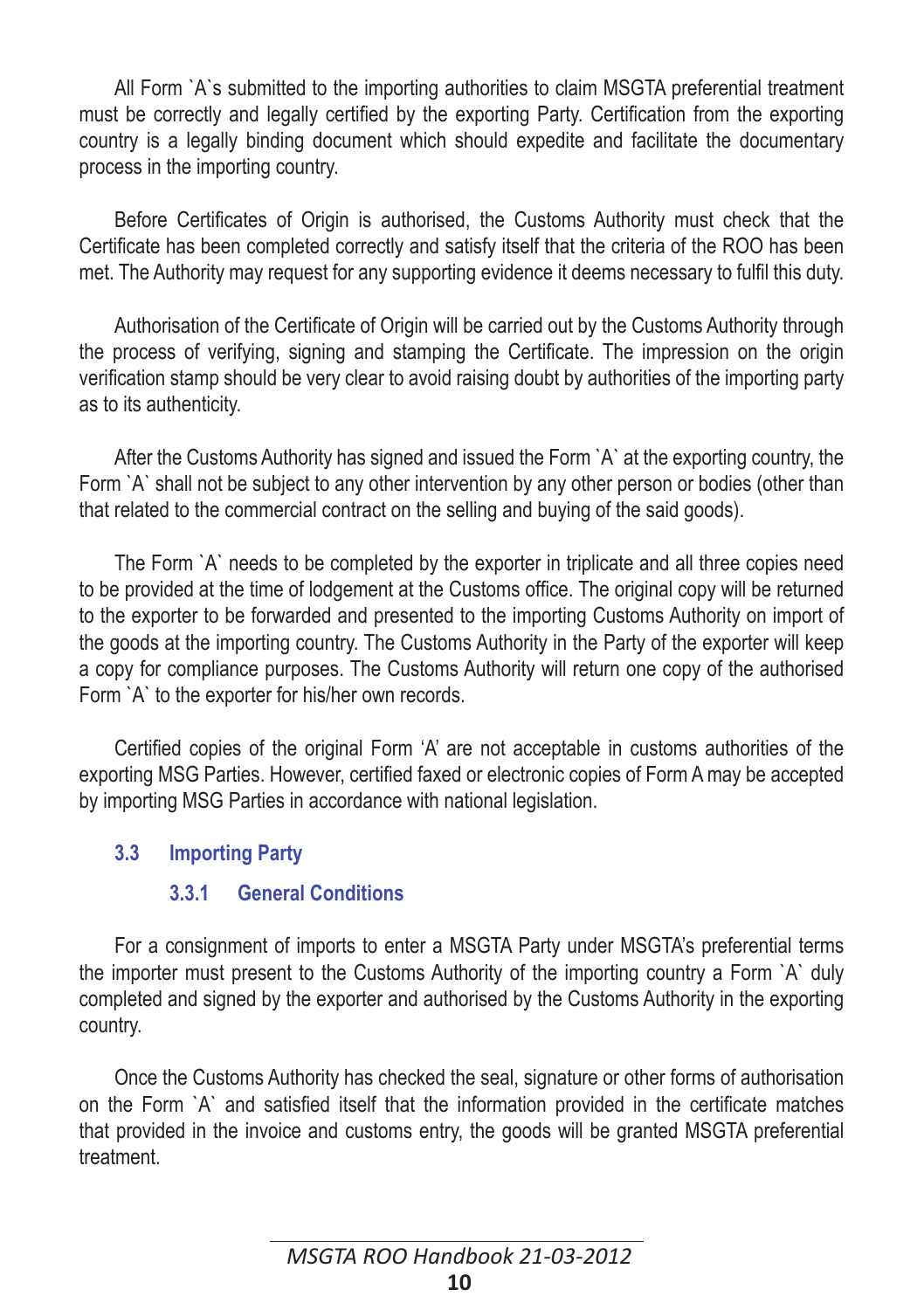All Form `A`s submitted to the importing authorities to claim MSGTA preferential treatment must be correctly and legally certified by the exporting Party. Certification from the exporting country is a legally binding document which should expedite and facilitate the documentary process in the importing country.

Before Certificates of Origin is authorised, the Customs Authority must check that the Certificate has been completed correctly and satisfy itself that the criteria of the ROO has been met. The Authority may request for any supporting evidence it deems necessary to fulfil this duty.

Authorisation of the Certificate of Origin will be carried out by the Customs Authority through the process of verifying, signing and stamping the Certificate. The impression on the origin verification stamp should be very clear to avoid raising doubt by authorities of the importing party as to its authenticity.

After the Customs Authority has signed and issued the Form `A` at the exporting country, the Form `A` shall not be subject to any other intervention by any other person or bodies (other than that related to the commercial contract on the selling and buying of the said goods).

The Form `A` needs to be completed by the exporter in triplicate and all three copies need to be provided at the time of lodgement at the Customs office. The original copy will be returned to the exporter to be forwarded and presented to the importing Customs Authority on import of the goods at the importing country. The Customs Authority in the Party of the exporter will keep a copy for compliance purposes. The Customs Authority will return one copy of the authorised Form `A` to the exporter for his/her own records.

Certified copies of the original Form 'A' are not acceptable in customs authorities of the exporting MSG Parties. However, certified faxed or electronic copies of Form A may be accepted by importing MSG Parties in accordance with national legislation.

## 3.3 Importing Party

### 3.3.1 General Conditions

For a consignment of imports to enter a MSGTA Party under MSGTA's preferential terms the importer must present to the Customs Authority of the importing country a Form `A` duly completed and signed by the exporter and authorised by the Customs Authority in the exporting country.

Once the Customs Authority has checked the seal, signature or other forms of authorisation on the Form `A` and satisfied itself that the information provided in the certificate matches that provided in the invoice and customs entry, the goods will be granted MSGTA preferential treatment.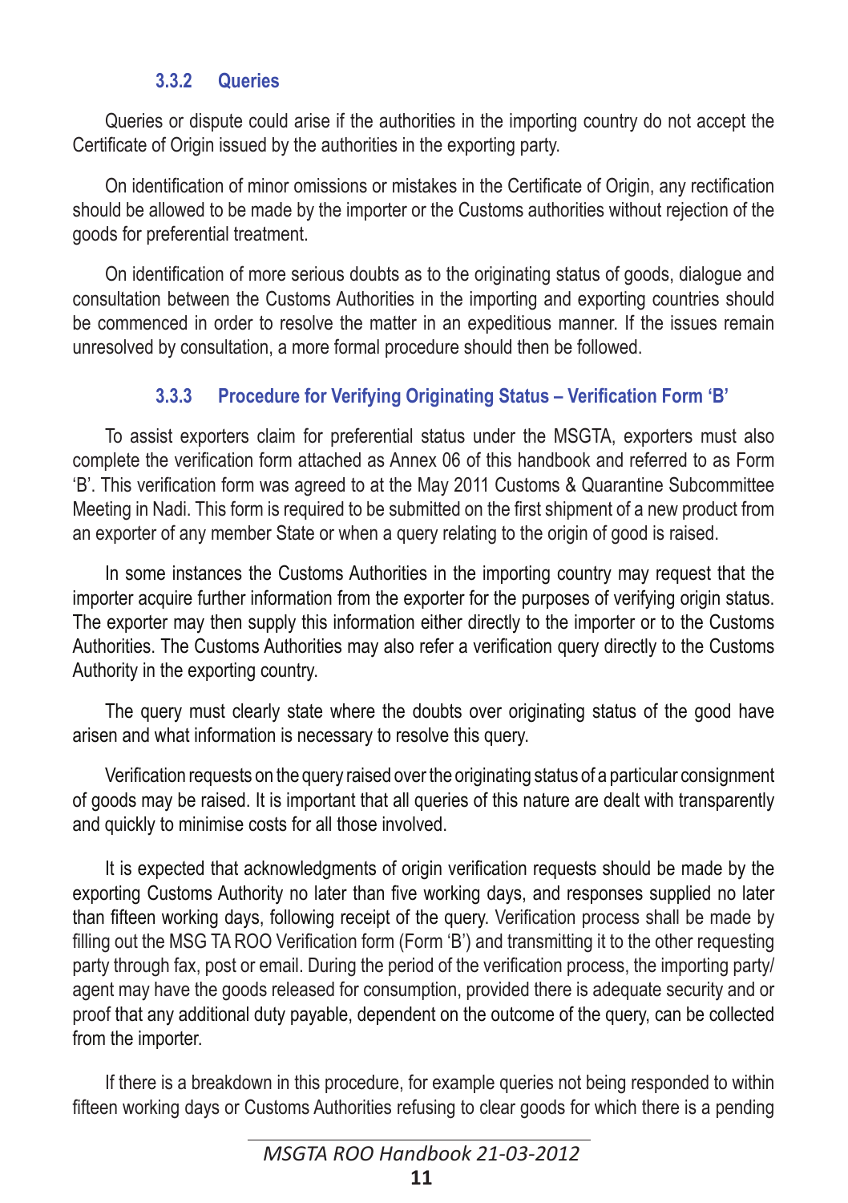### 3.3.2 Queries

Queries or dispute could arise if the authorities in the importing country do not accept the Certificate of Origin issued by the authorities in the exporting party.

On identification of minor omissions or mistakes in the Certificate of Origin, any rectification should be allowed to be made by the importer or the Customs authorities without rejection of the goods for preferential treatment.

On identification of more serious doubts as to the originating status of goods, dialogue and consultation between the Customs Authorities in the importing and exporting countries should be commenced in order to resolve the matter in an expeditious manner. If the issues remain unresolved by consultation, a more formal procedure should then be followed.

### 3.3.3 Procedure for Verifying Originating Status – Verification Form 'B'

To assist exporters claim for preferential status under the MSGTA, exporters must also complete the verification form attached as Annex 06 of this handbook and referred to as Form 'B'. This verification form was agreed to at the May 2011 Customs & Quarantine Subcommittee Meeting in Nadi. This form is required to be submitted on the first shipment of a new product from an exporter of any member State or when a query relating to the origin of good is raised.

In some instances the Customs Authorities in the importing country may request that the importer acquire further information from the exporter for the purposes of verifying origin status. The exporter may then supply this information either directly to the importer or to the Customs Authorities. The Customs Authorities may also refer a verification query directly to the Customs Authority in the exporting country.

The query must clearly state where the doubts over originating status of the good have arisen and what information is necessary to resolve this query.

Verification requests on the query raised over the originating status of a particular consignment of goods may be raised. It is important that all queries of this nature are dealt with transparently and quickly to minimise costs for all those involved.

It is expected that acknowledgments of origin verification requests should be made by the exporting Customs Authority no later than five working days, and responses supplied no later than fifteen working days, following receipt of the query. Verification process shall be made by filling out the MSG TA ROO Verification form (Form 'B') and transmitting it to the other requesting party through fax, post or email. During the period of the verification process, the importing party/agent may have the goods released for consumption, provided there is adequate security and or proof that any additional duty payable, dependent on the outcome of the query, can be collected from the importer.

If there is a breakdown in this procedure, for example queries not being responded to within fifteen working days or Customs Authorities refusing to clear goods for which there is a pending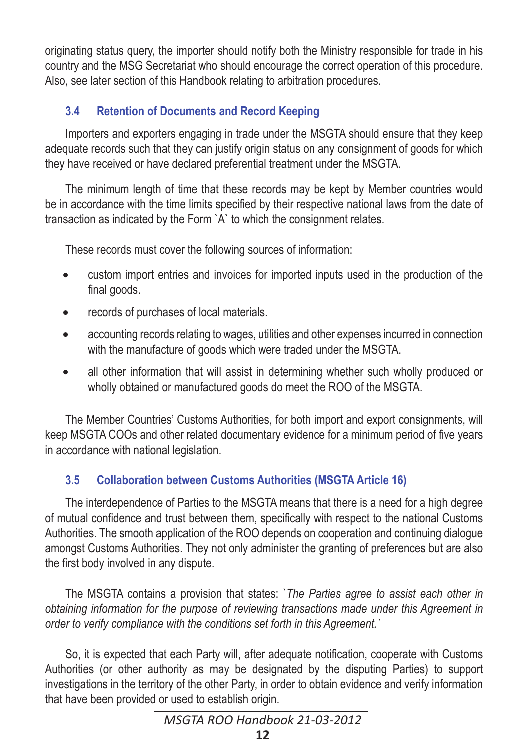originating status query, the importer should notify both the Ministry responsible for trade in his country and the MSG Secretariat who should encourage the correct operation of this procedure. Also, see later section of this Handbook relating to arbitration procedures.

### 3.4 Retention of Documents and Record Keeping

Importers and exporters engaging in trade under the MSGTA should ensure that they keep adequate records such that they can justify origin status on any consignment of goods for which they have received or have declared preferential treatment under the MSGTA.

The minimum length of time that these records may be kept by Member countries would be in accordance with the time limits specified by their respective national laws from the date of transaction as indicated by the Form `A` to which the consignment relates.

These records must cover the following sources of information:

- custom import entries and invoices for imported inputs used in the production of the final goods.
- records of purchases of local materials.
- accounting records relating to wages, utilities and other expenses incurred in connection with the manufacture of goods which were traded under the MSGTA.
- all other information that will assist in determining whether such wholly produced or wholly obtained or manufactured goods do meet the ROO of the MSGTA.

The Member Countries' Customs Authorities, for both import and export consignments, will keep MSGTA COOs and other related documentary evidence for a minimum period of five years in accordance with national legislation.

### 3.5 Collaboration between Customs Authorities (MSGTA Article 16)

The interdependence of Parties to the MSGTA means that there is a need for a high degree of mutual confidence and trust between them, specifically with respect to the national Customs Authorities. The smooth application of the ROO depends on cooperation and continuing dialogue amongst Customs Authorities. They not only administer the granting of preferences but are also the first body involved in any dispute.

The MSGTA contains a provision that states: `*The Parties agree to assist each other in obtaining information for the purpose of reviewing transactions made under this Agreement in order to verify compliance with the conditions set forth in this Agreement.*`

So, it is expected that each Party will, after adequate notification, cooperate with Customs Authorities (or other authority as may be designated by the disputing Parties) to support investigations in the territory of the other Party, in order to obtain evidence and verify information that have been provided or used to establish origin.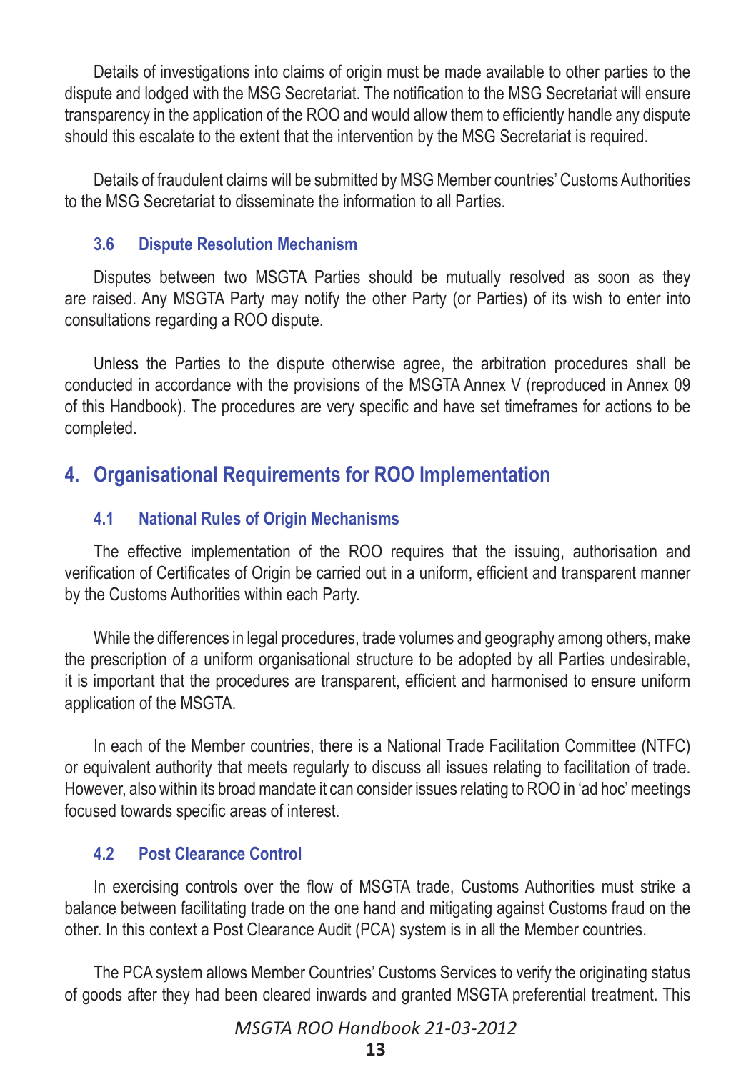Details of investigations into claims of origin must be made available to other parties to the dispute and lodged with the MSG Secretariat. The notification to the MSG Secretariat will ensure transparency in the application of the ROO and would allow them to efficiently handle any dispute should this escalate to the extent that the intervention by the MSG Secretariat is required.

Details of fraudulent claims will be submitted by MSG Member countries' Customs Authorities to the MSG Secretariat to disseminate the information to all Parties.

### 3.6 Dispute Resolution Mechanism

Disputes between two MSGTA Parties should be mutually resolved as soon as they are raised. Any MSGTA Party may notify the other Party (or Parties) of its wish to enter into consultations regarding a ROO dispute.

Unless the Parties to the dispute otherwise agree, the arbitration procedures shall be conducted in accordance with the provisions of the MSGTA Annex V (reproduced in Annex 09 of this Handbook). The procedures are very specific and have set timeframes for actions to be completed.

## 4. Organisational Requirements for ROO Implementation

### 4.1 National Rules of Origin Mechanisms

The effective implementation of the ROO requires that the issuing, authorisation and verification of Certificates of Origin be carried out in a uniform, efficient and transparent manner by the Customs Authorities within each Party.

While the differences in legal procedures, trade volumes and geography among others, make the prescription of a uniform organisational structure to be adopted by all Parties undesirable, it is important that the procedures are transparent, efficient and harmonised to ensure uniform application of the MSGTA.

In each of the Member countries, there is a National Trade Facilitation Committee (NTFC) or equivalent authority that meets regularly to discuss all issues relating to facilitation of trade. However, also within its broad mandate it can consider issues relating to ROO in 'ad hoc' meetings focused towards specific areas of interest.

### 4.2 Post Clearance Control

In exercising controls over the flow of MSGTA trade, Customs Authorities must strike a balance between facilitating trade on the one hand and mitigating against Customs fraud on the other. In this context a Post Clearance Audit (PCA) system is in all the Member countries.

The PCA system allows Member Countries' Customs Services to verify the originating status of goods after they had been cleared inwards and granted MSGTA preferential treatment. This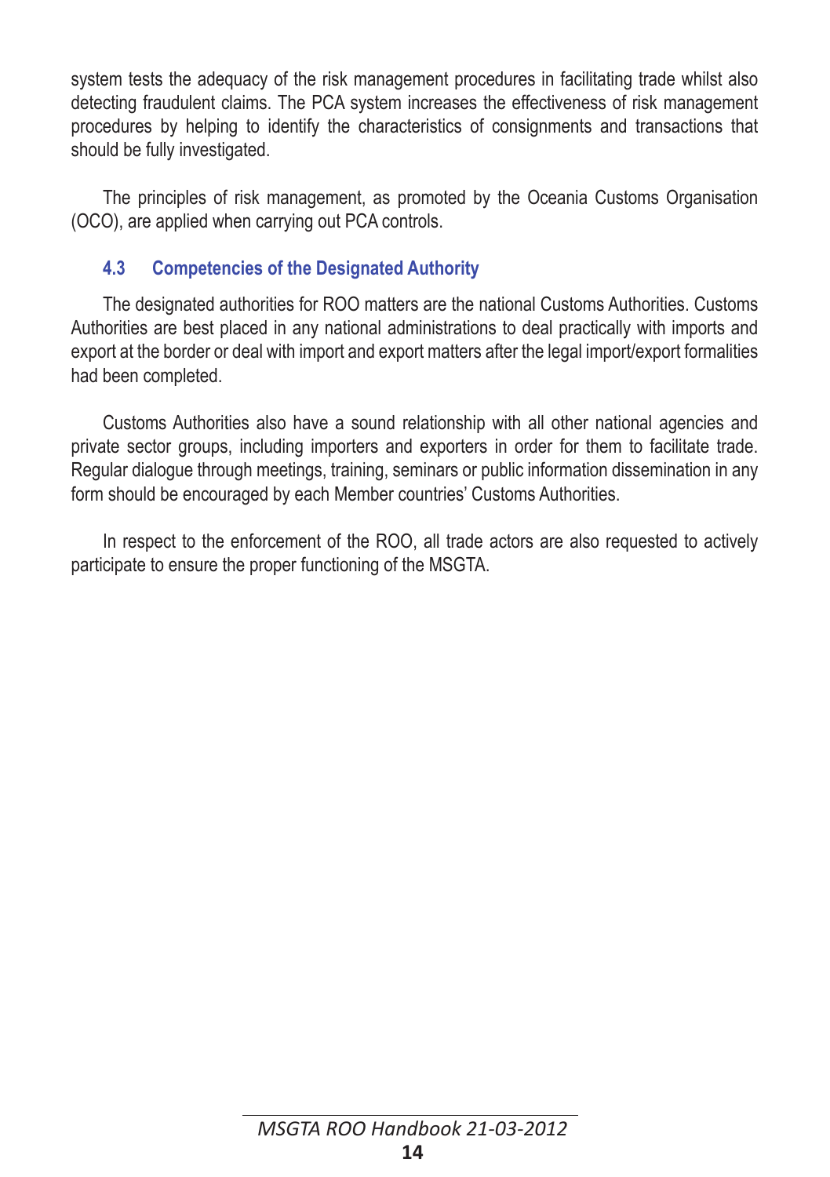system tests the adequacy of the risk management procedures in facilitating trade whilst also detecting fraudulent claims. The PCA system increases the effectiveness of risk management procedures by helping to identify the characteristics of consignments and transactions that should be fully investigated.

The principles of risk management, as promoted by the Oceania Customs Organisation (OCO), are applied when carrying out PCA controls.

### 4.3 Competencies of the Designated Authority

The designated authorities for ROO matters are the national Customs Authorities. Customs Authorities are best placed in any national administrations to deal practically with imports and export at the border or deal with import and export matters after the legal import/export formalities had been completed.

Customs Authorities also have a sound relationship with all other national agencies and private sector groups, including importers and exporters in order for them to facilitate trade. Regular dialogue through meetings, training, seminars or public information dissemination in any form should be encouraged by each Member countries' Customs Authorities.

In respect to the enforcement of the ROO, all trade actors are also requested to actively participate to ensure the proper functioning of the MSGTA.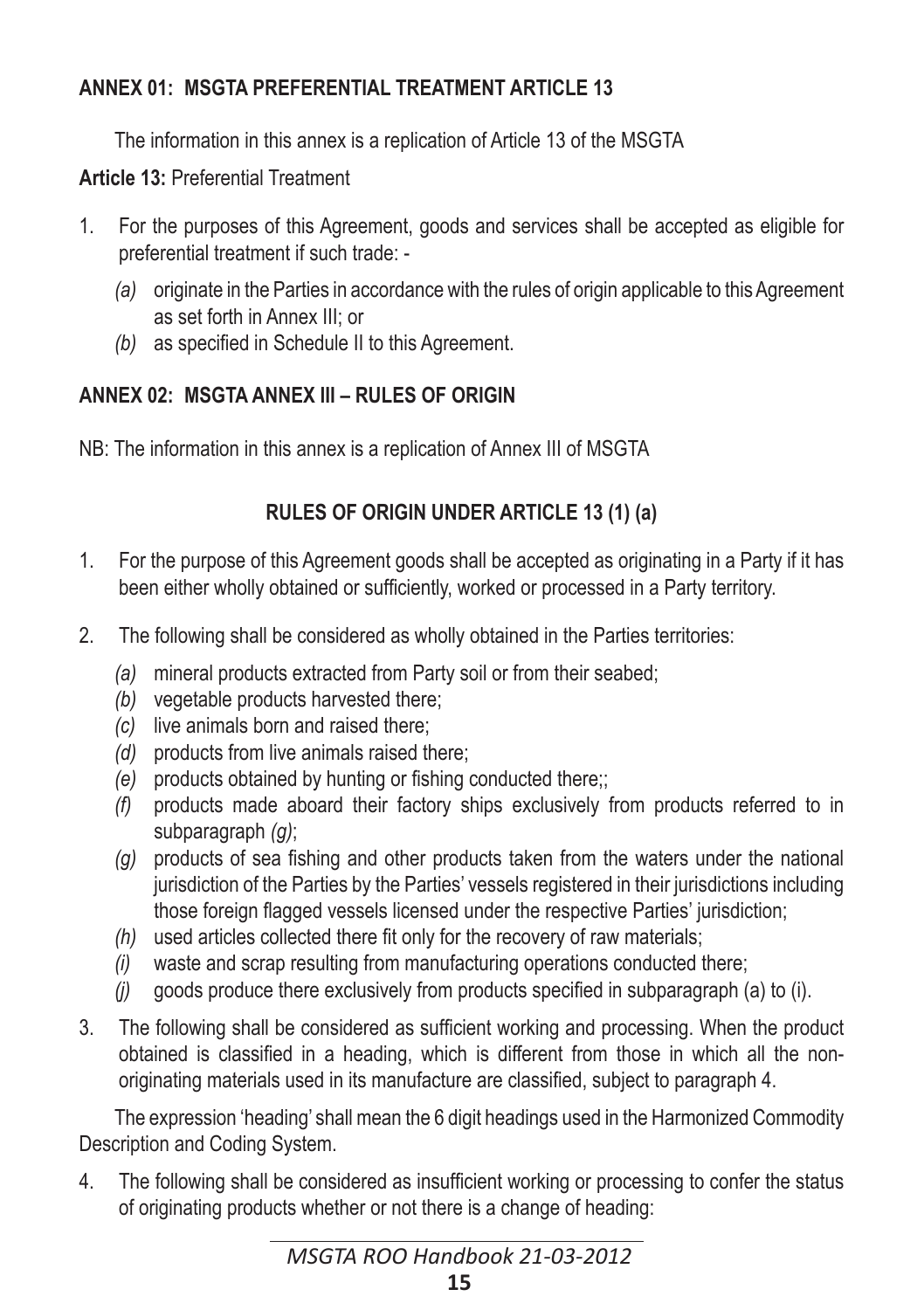## ANNEX 01: MSGTA PREFERENTIAL TREATMENT ARTICLE 13

The information in this annex is a replication of Article 13 of the MSGTA

**Article 13:** Preferential Treatment

1. For the purposes of this Agreement, goods and services shall be accepted as eligible for preferential treatment if such trade: -
   *(a)* originate in the Parties in accordance with the rules of origin applicable to this Agreement as set forth in Annex III; or
   *(b)* as specified in Schedule II to this Agreement.

## ANNEX 02: MSGTA ANNEX III – RULES OF ORIGIN

NB: The information in this annex is a replication of Annex III of MSGTA

### RULES OF ORIGIN UNDER ARTICLE 13 (1) (a)

1. For the purpose of this Agreement goods shall be accepted as originating in a Party if it has been either wholly obtained or sufficiently, worked or processed in a Party territory.

2. The following shall be considered as wholly obtained in the Parties territories:
   *(a)* mineral products extracted from Party soil or from their seabed;
   *(b)* vegetable products harvested there;
   *(c)* live animals born and raised there;
   *(d)* products from live animals raised there;
   *(e)* products obtained by hunting or fishing conducted there;;
   *(f)* products made aboard their factory ships exclusively from products referred to in subparagraph *(g)*;
   *(g)* products of sea fishing and other products taken from the waters under the national jurisdiction of the Parties by the Parties' vessels registered in their jurisdictions including those foreign flagged vessels licensed under the respective Parties' jurisdiction;
   *(h)* used articles collected there fit only for the recovery of raw materials;
   *(i)* waste and scrap resulting from manufacturing operations conducted there;
   *(j)* goods produce there exclusively from products specified in subparagraph (a) to (i).

3. The following shall be considered as sufficient working and processing. When the product obtained is classified in a heading, which is different from those in which all the non-originating materials used in its manufacture are classified, subject to paragraph 4.

   The expression 'heading' shall mean the 6 digit headings used in the Harmonized Commodity Description and Coding System.

4. The following shall be considered as insufficient working or processing to confer the status of originating products whether or not there is a change of heading: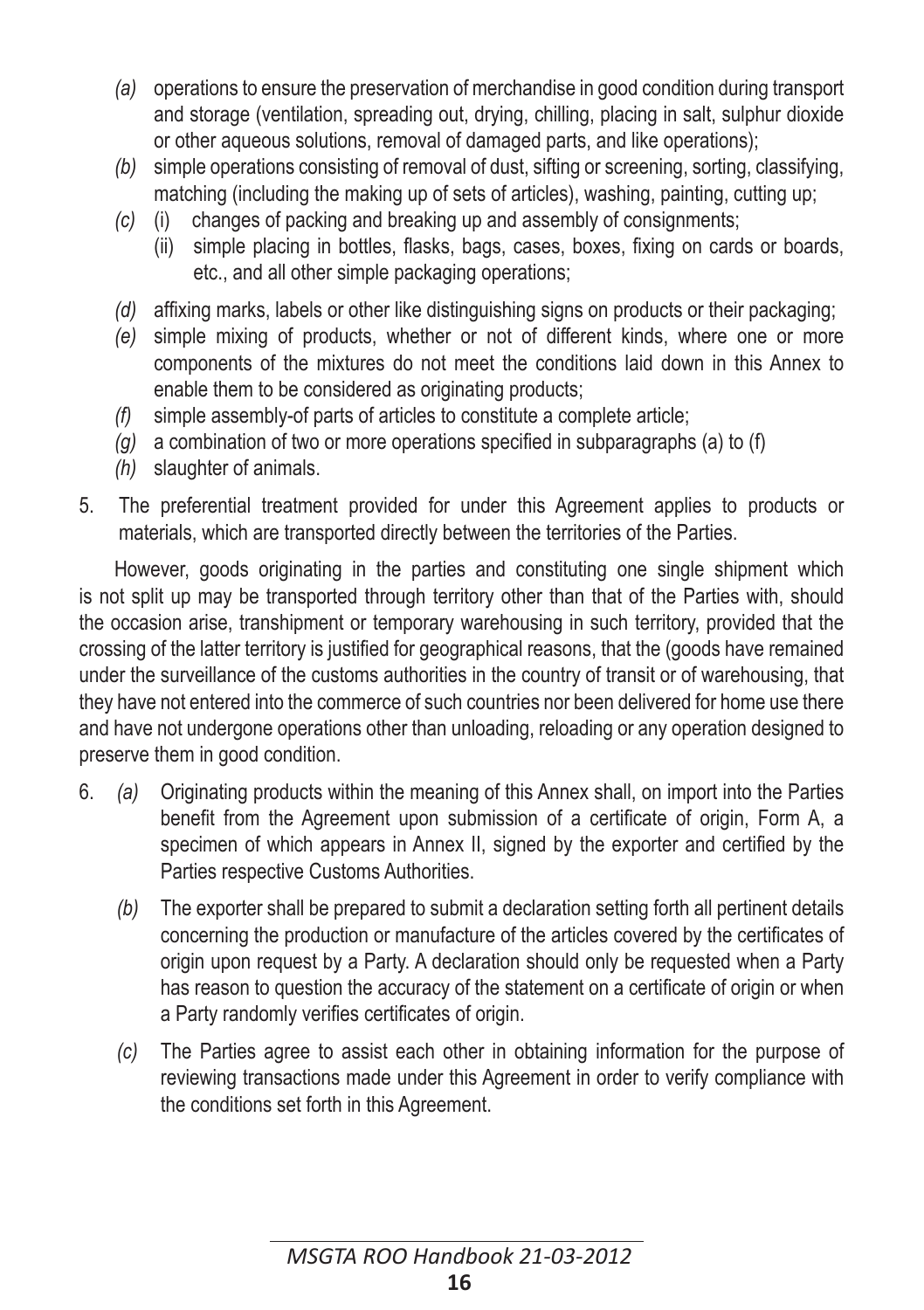- *(a)* operations to ensure the preservation of merchandise in good condition during transport and storage (ventilation, spreading out, drying, chilling, placing in salt, sulphur dioxide or other aqueous solutions, removal of damaged parts, and like operations);
- *(b)* simple operations consisting of removal of dust, sifting or screening, sorting, classifying, matching (including the making up of sets of articles), washing, painting, cutting up;
- *(c)* (i) changes of packing and breaking up and assembly of consignments;
  - (ii) simple placing in bottles, flasks, bags, cases, boxes, fixing on cards or boards, etc., and all other simple packaging operations;
- *(d)* affixing marks, labels or other like distinguishing signs on products or their packaging;
- *(e)* simple mixing of products, whether or not of different kinds, where one or more components of the mixtures do not meet the conditions laid down in this Annex to enable them to be considered as originating products;
- *(f)* simple assembly-of parts of articles to constitute a complete article;
- *(g)* a combination of two or more operations specified in subparagraphs (a) to (f)
- *(h)* slaughter of animals.

5. The preferential treatment provided for under this Agreement applies to products or materials, which are transported directly between the territories of the Parties.

However, goods originating in the parties and constituting one single shipment which is not split up may be transported through territory other than that of the Parties with, should the occasion arise, transhipment or temporary warehousing in such territory, provided that the crossing of the latter territory is justified for geographical reasons, that the (goods have remained under the surveillance of the customs authorities in the country of transit or of warehousing, that they have not entered into the commerce of such countries nor been delivered for home use there and have not undergone operations other than unloading, reloading or any operation designed to preserve them in good condition.

6. *(a)* Originating products within the meaning of this Annex shall, on import into the Parties benefit from the Agreement upon submission of a certificate of origin, Form A, a specimen of which appears in Annex II, signed by the exporter and certified by the Parties respective Customs Authorities.

   *(b)* The exporter shall be prepared to submit a declaration setting forth all pertinent details concerning the production or manufacture of the articles covered by the certificates of origin upon request by a Party. A declaration should only be requested when a Party has reason to question the accuracy of the statement on a certificate of origin or when a Party randomly verifies certificates of origin.

   *(c)* The Parties agree to assist each other in obtaining information for the purpose of reviewing transactions made under this Agreement in order to verify compliance with the conditions set forth in this Agreement.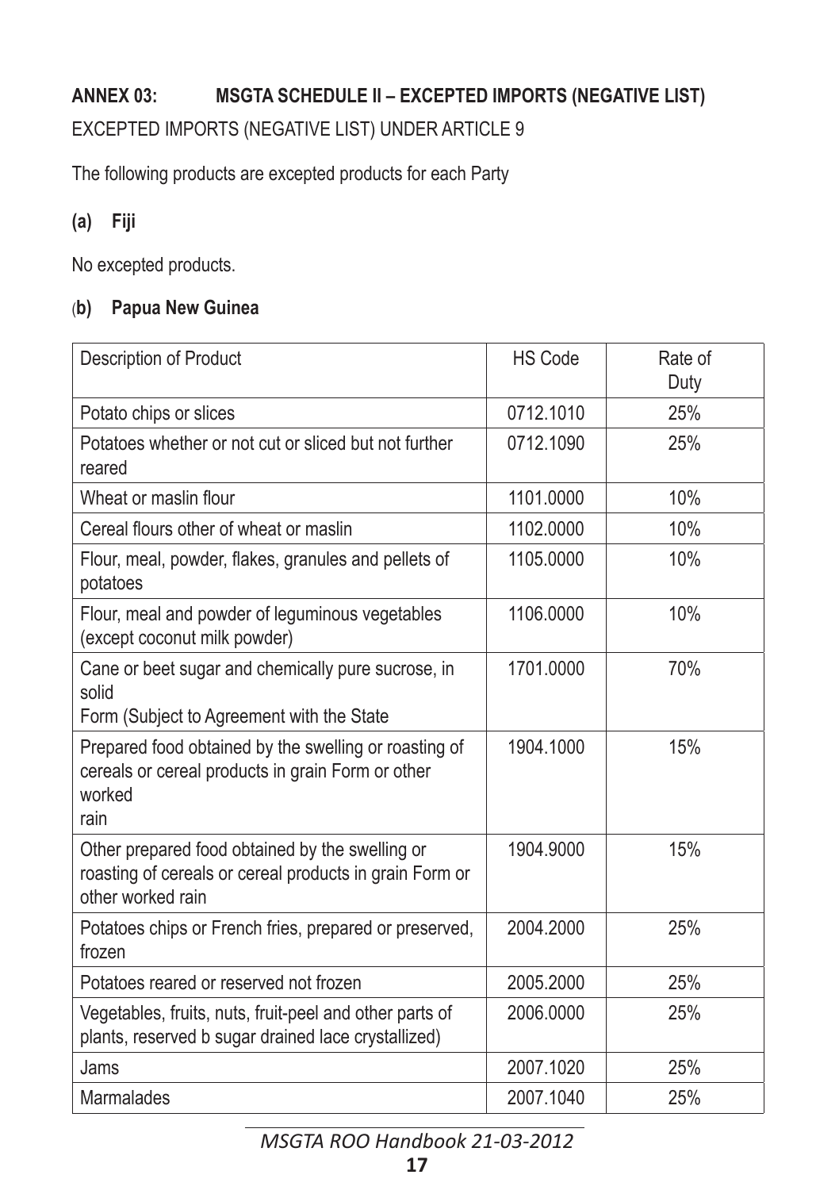## ANNEX 03: MSGTA SCHEDULE II – EXCEPTED IMPORTS (NEGATIVE LIST)

EXCEPTED IMPORTS (NEGATIVE LIST) UNDER ARTICLE 9

The following products are excepted products for each Party

### (a) Fiji

No excepted products.

### (b) Papua New Guinea

| Description of Product | HS Code | Rate of Duty |
|---|---|---|
| Potato chips or slices | 0712.1010 | 25% |
| Potatoes whether or not cut or sliced but not further reared | 0712.1090 | 25% |
| Wheat or maslin flour | 1101.0000 | 10% |
| Cereal flours other of wheat or maslin | 1102.0000 | 10% |
| Flour, meal, powder, flakes, granules and pellets of potatoes | 1105.0000 | 10% |
| Flour, meal and powder of leguminous vegetables (except coconut milk powder) | 1106.0000 | 10% |
| Cane or beet sugar and chemically pure sucrose, in solid Form (Subject to Agreement with the State | 1701.0000 | 70% |
| Prepared food obtained by the swelling or roasting of cereals or cereal products in grain Form or other worked rain | 1904.1000 | 15% |
| Other prepared food obtained by the swelling or roasting of cereals or cereal products in grain Form or other worked rain | 1904.9000 | 15% |
| Potatoes chips or French fries, prepared or preserved, frozen | 2004.2000 | 25% |
| Potatoes reared or reserved not frozen | 2005.2000 | 25% |
| Vegetables, fruits, nuts, fruit-peel and other parts of plants, reserved b sugar drained lace crystallized) | 2006.0000 | 25% |
| Jams | 2007.1020 | 25% |
| Marmalades | 2007.1040 | 25% |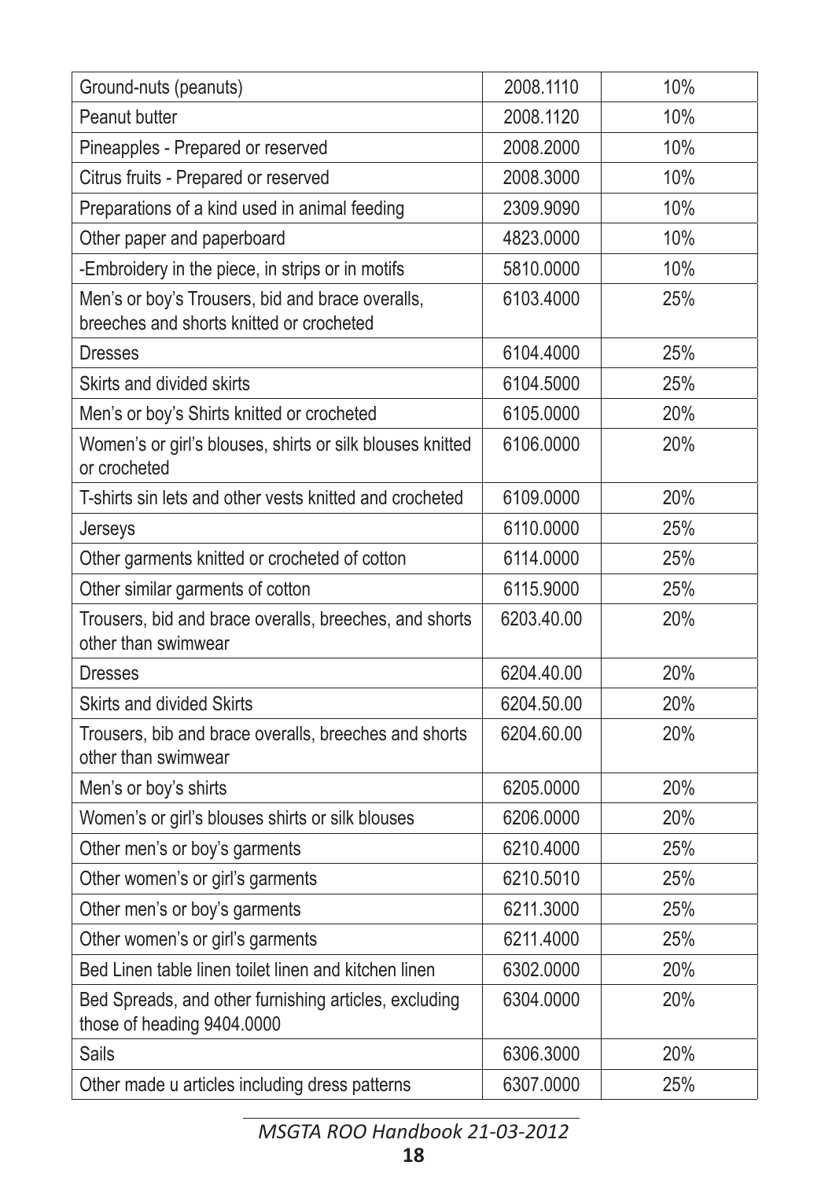| Ground-nuts (peanuts) | 2008.1110 | 10% |
|---|---|---|
| Peanut butter | 2008.1120 | 10% |
| Pineapples - Prepared or reserved | 2008.2000 | 10% |
| Citrus fruits - Prepared or reserved | 2008.3000 | 10% |
| Preparations of a kind used in animal feeding | 2309.9090 | 10% |
| Other paper and paperboard | 4823.0000 | 10% |
| -Embroidery in the piece, in strips or in motifs | 5810.0000 | 10% |
| Men's or boy's Trousers, bid and brace overalls, breeches and shorts knitted or crocheted | 6103.4000 | 25% |
| Dresses | 6104.4000 | 25% |
| Skirts and divided skirts | 6104.5000 | 25% |
| Men's or boy's Shirts knitted or crocheted | 6105.0000 | 20% |
| Women's or girl's blouses, shirts or silk blouses knitted or crocheted | 6106.0000 | 20% |
| T-shirts sin lets and other vests knitted and crocheted | 6109.0000 | 20% |
| Jerseys | 6110.0000 | 25% |
| Other garments knitted or crocheted of cotton | 6114.0000 | 25% |
| Other similar garments of cotton | 6115.9000 | 25% |
| Trousers, bid and brace overalls, breeches, and shorts other than swimwear | 6203.40.00 | 20% |
| Dresses | 6204.40.00 | 20% |
| Skirts and divided Skirts | 6204.50.00 | 20% |
| Trousers, bib and brace overalls, breeches and shorts other than swimwear | 6204.60.00 | 20% |
| Men's or boy's shirts | 6205.0000 | 20% |
| Women's or girl's blouses shirts or silk blouses | 6206.0000 | 20% |
| Other men's or boy's garments | 6210.4000 | 25% |
| Other women's or girl's garments | 6210.5010 | 25% |
| Other men's or boy's garments | 6211.3000 | 25% |
| Other women's or girl's garments | 6211.4000 | 25% |
| Bed Linen table linen toilet linen and kitchen linen | 6302.0000 | 20% |
| Bed Spreads, and other furnishing articles, excluding those of heading 9404.0000 | 6304.0000 | 20% |
| Sails | 6306.3000 | 20% |
| Other made u articles including dress patterns | 6307.0000 | 25% |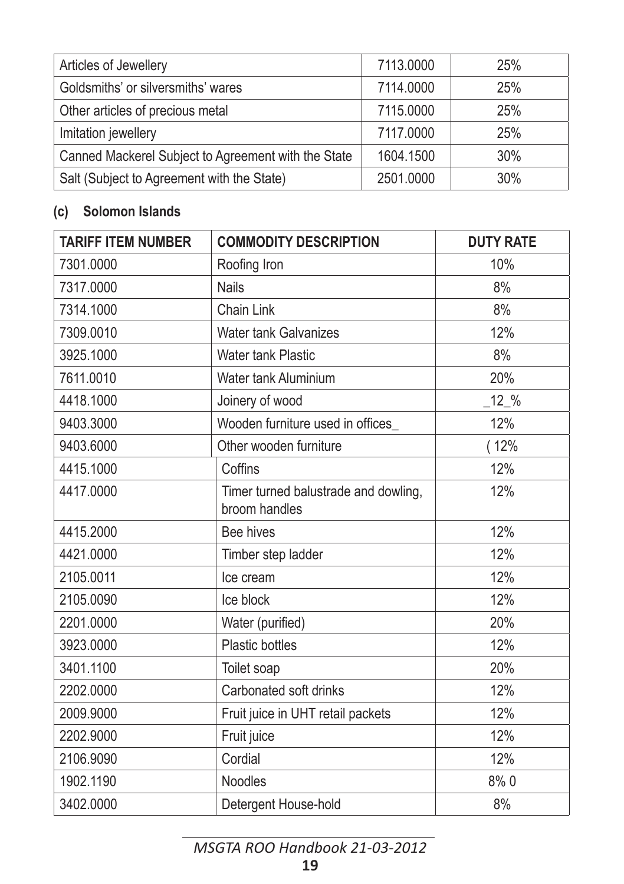| | | |
|---|---|---|
| Articles of Jewellery | 7113.0000 | 25% |
| Goldsmiths' or silversmiths' wares | 7114.0000 | 25% |
| Other articles of precious metal | 7115.0000 | 25% |
| Imitation jewellery | 7117.0000 | 25% |
| Canned Mackerel Subject to Agreement with the State | 1604.1500 | 30% |
| Salt (Subject to Agreement with the State) | 2501.0000 | 30% |

**(c) Solomon Islands**

| TARIFF ITEM NUMBER | COMMODITY DESCRIPTION | DUTY RATE |
|---|---|---|
| 7301.0000 | Roofing Iron | 10% |
| 7317.0000 | Nails | 8% |
| 7314.1000 | Chain Link | 8% |
| 7309.0010 | Water tank Galvanizes | 12% |
| 3925.1000 | Water tank Plastic | 8% |
| 7611.0010 | Water tank Aluminium | 20% |
| 4418.1000 | Joinery of wood | _12_% |
| 9403.3000 | Wooden furniture used in offices_ | 12% |
| 9403.6000 | Other wooden furniture | ( 12% |
| 4415.1000 | Coffins | 12% |
| 4417.0000 | Timer turned balustrade and dowling, broom handles | 12% |
| 4415.2000 | Bee hives | 12% |
| 4421.0000 | Timber step ladder | 12% |
| 2105.0011 | Ice cream | 12% |
| 2105.0090 | Ice block | 12% |
| 2201.0000 | Water (purified) | 20% |
| 3923.0000 | Plastic bottles | 12% |
| 3401.1100 | Toilet soap | 20% |
| 2202.0000 | Carbonated soft drinks | 12% |
| 2009.9000 | Fruit juice in UHT retail packets | 12% |
| 2202.9000 | Fruit juice | 12% |
| 2106.9090 | Cordial | 12% |
| 1902.1190 | Noodles | 8% 0 |
| 3402.0000 | Detergent House-hold | 8% |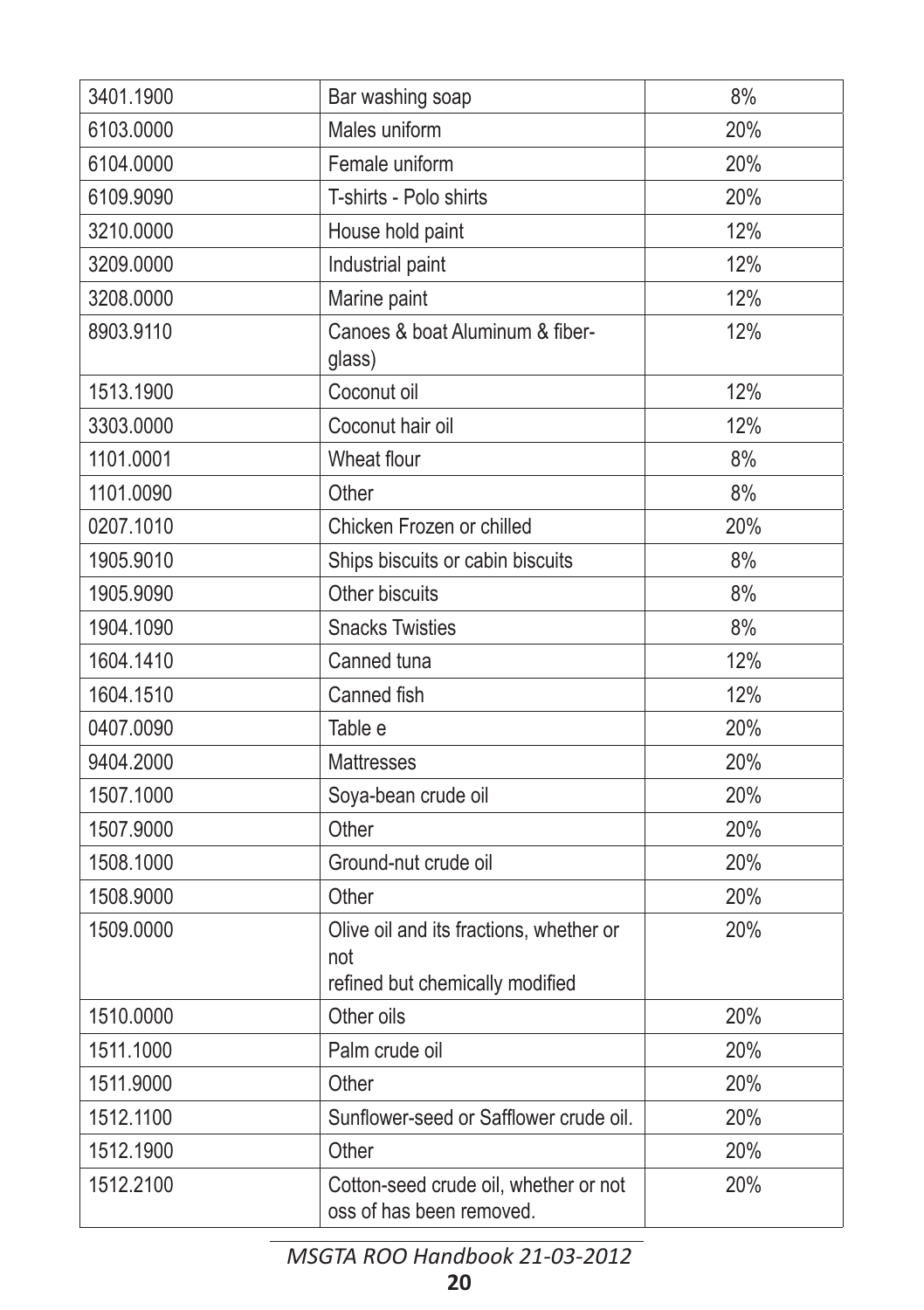| | | |
|---|---|---|
| 3401.1900 | Bar washing soap | 8% |
| 6103.0000 | Males uniform | 20% |
| 6104.0000 | Female uniform | 20% |
| 6109.9090 | T-shirts - Polo shirts | 20% |
| 3210.0000 | House hold paint | 12% |
| 3209.0000 | Industrial paint | 12% |
| 3208.0000 | Marine paint | 12% |
| 8903.9110 | Canoes & boat Aluminum & fiber-glass) | 12% |
| 1513.1900 | Coconut oil | 12% |
| 3303.0000 | Coconut hair oil | 12% |
| 1101.0001 | Wheat flour | 8% |
| 1101.0090 | Other | 8% |
| 0207.1010 | Chicken Frozen or chilled | 20% |
| 1905.9010 | Ships biscuits or cabin biscuits | 8% |
| 1905.9090 | Other biscuits | 8% |
| 1904.1090 | Snacks Twisties | 8% |
| 1604.1410 | Canned tuna | 12% |
| 1604.1510 | Canned fish | 12% |
| 0407.0090 | Table e | 20% |
| 9404.2000 | Mattresses | 20% |
| 1507.1000 | Soya-bean crude oil | 20% |
| 1507.9000 | Other | 20% |
| 1508.1000 | Ground-nut crude oil | 20% |
| 1508.9000 | Other | 20% |
| 1509.0000 | Olive oil and its fractions, whether or not refined but chemically modified | 20% |
| 1510.0000 | Other oils | 20% |
| 1511.1000 | Palm crude oil | 20% |
| 1511.9000 | Other | 20% |
| 1512.1100 | Sunflower-seed or Safflower crude oil. | 20% |
| 1512.1900 | Other | 20% |
| 1512.2100 | Cotton-seed crude oil, whether or not oss of has been removed. | 20% |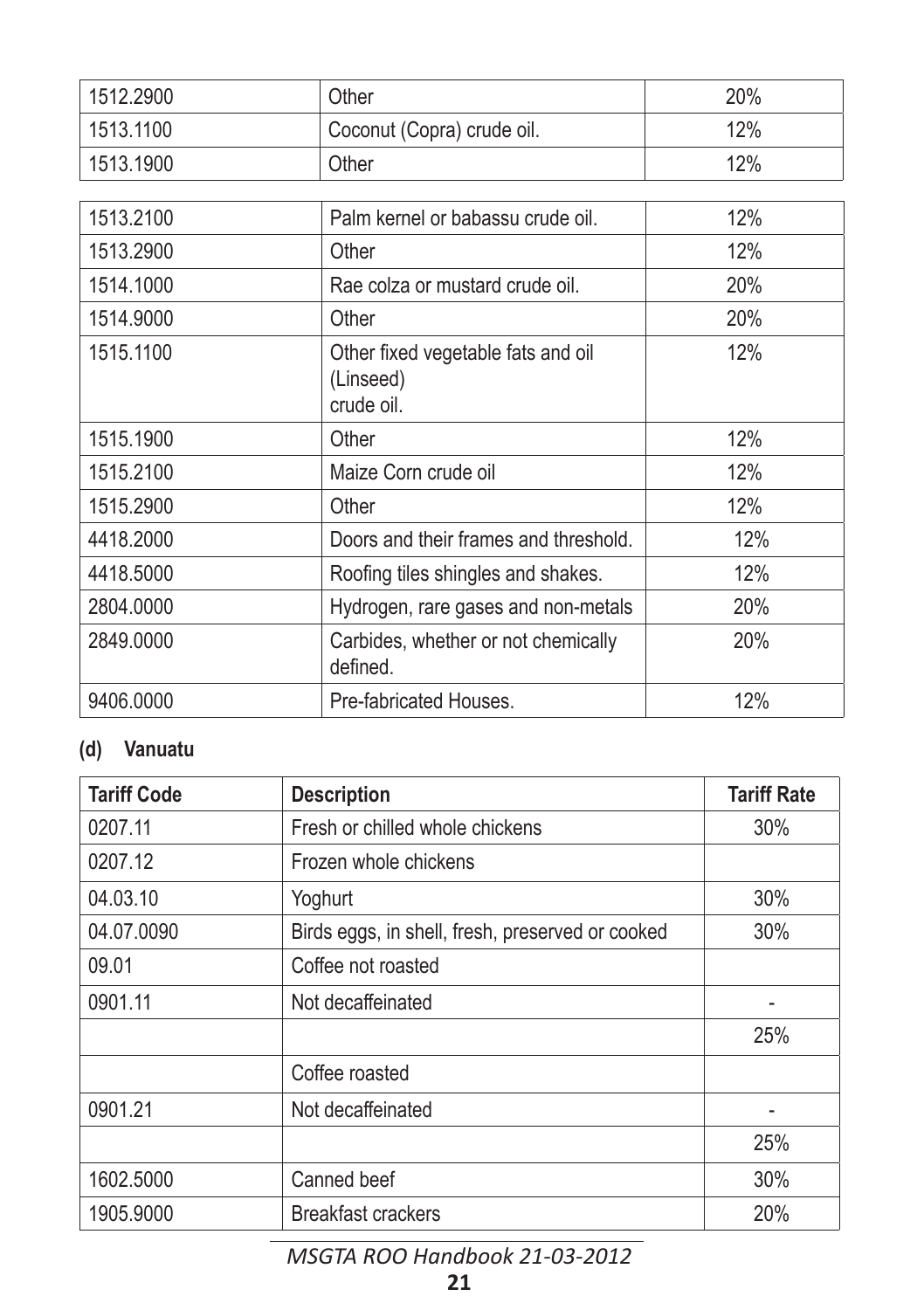| | | |
|---|---|---|
| 1512.2900 | Other | 20% |
| 1513.1100 | Coconut (Copra) crude oil. | 12% |
| 1513.1900 | Other | 12% |
| 1513.2100 | Palm kernel or babassu crude oil. | 12% |
| 1513.2900 | Other | 12% |
| 1514.1000 | Rae colza or mustard crude oil. | 20% |
| 1514.9000 | Other | 20% |
| 1515.1100 | Other fixed vegetable fats and oil (Linseed) crude oil. | 12% |
| 1515.1900 | Other | 12% |
| 1515.2100 | Maize Corn crude oil | 12% |
| 1515.2900 | Other | 12% |
| 4418.2000 | Doors and their frames and threshold. | 12% |
| 4418.5000 | Roofing tiles shingles and shakes. | 12% |
| 2804.0000 | Hydrogen, rare gases and non-metals | 20% |
| 2849.0000 | Carbides, whether or not chemically defined. | 20% |
| 9406.0000 | Pre-fabricated Houses. | 12% |

**(d) Vanuatu**

| Tariff Code | Description | Tariff Rate |
|---|---|---|
| 0207.11 | Fresh or chilled whole chickens | 30% |
| 0207.12 | Frozen whole chickens | |
| 04.03.10 | Yoghurt | 30% |
| 04.07.0090 | Birds eggs, in shell, fresh, preserved or cooked | 30% |
| 09.01 | Coffee not roasted | |
| 0901.11 | Not decaffeinated | - |
| | | 25% |
| | Coffee roasted | |
| 0901.21 | Not decaffeinated | - |
| | | 25% |
| 1602.5000 | Canned beef | 30% |
| 1905.9000 | Breakfast crackers | 20% |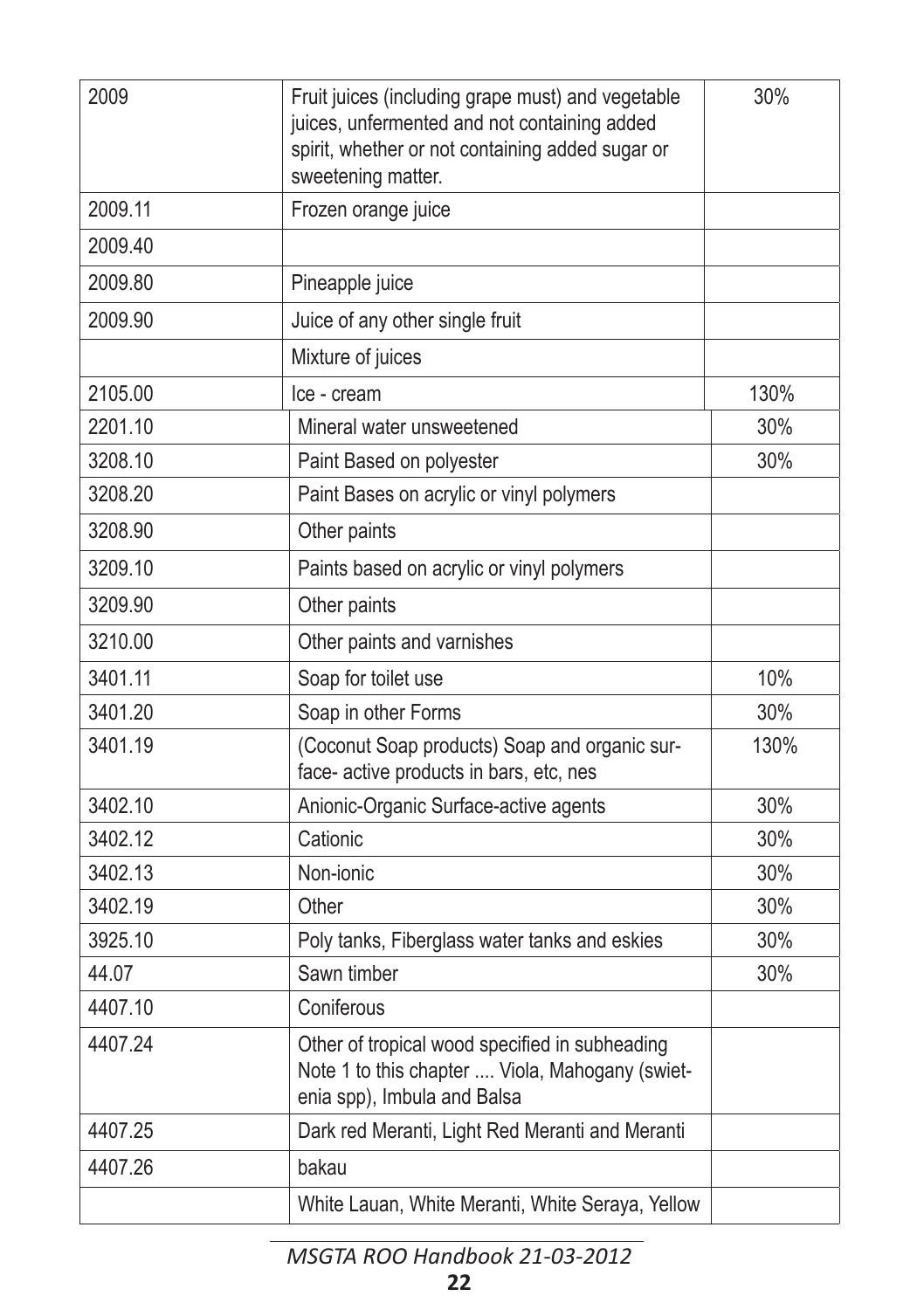| 2009 | Fruit juices (including grape must) and vegetable juices, unfermented and not containing added spirit, whether or not containing added sugar or sweetening matter. | 30% |
|---|---|---|
| 2009.11 | Frozen orange juice | |
| 2009.40 | | |
| 2009.80 | Pineapple juice | |
| 2009.90 | Juice of any other single fruit | |
| | Mixture of juices | |
| 2105.00 | Ice - cream | 130% |
| 2201.10 | Mineral water unsweetened | 30% |
| 3208.10 | Paint Based on polyester | 30% |
| 3208.20 | Paint Bases on acrylic or vinyl polymers | |
| 3208.90 | Other paints | |
| 3209.10 | Paints based on acrylic or vinyl polymers | |
| 3209.90 | Other paints | |
| 3210.00 | Other paints and varnishes | |
| 3401.11 | Soap for toilet use | 10% |
| 3401.20 | Soap in other Forms | 30% |
| 3401.19 | (Coconut Soap products) Soap and organic surface- active products in bars, etc, nes | 130% |
| 3402.10 | Anionic-Organic Surface-active agents | 30% |
| 3402.12 | Cationic | 30% |
| 3402.13 | Non-ionic | 30% |
| 3402.19 | Other | 30% |
| 3925.10 | Poly tanks, Fiberglass water tanks and eskies | 30% |
| 44.07 | Sawn timber | 30% |
| 4407.10 | Coniferous | |
| 4407.24 | Other of tropical wood specified in subheading Note 1 to this chapter .... Viola, Mahogany (swietenia spp), Imbula and Balsa | |
| 4407.25 | Dark red Meranti, Light Red Meranti and Meranti | |
| 4407.26 | bakau | |
| | White Lauan, White Meranti, White Seraya, Yellow | |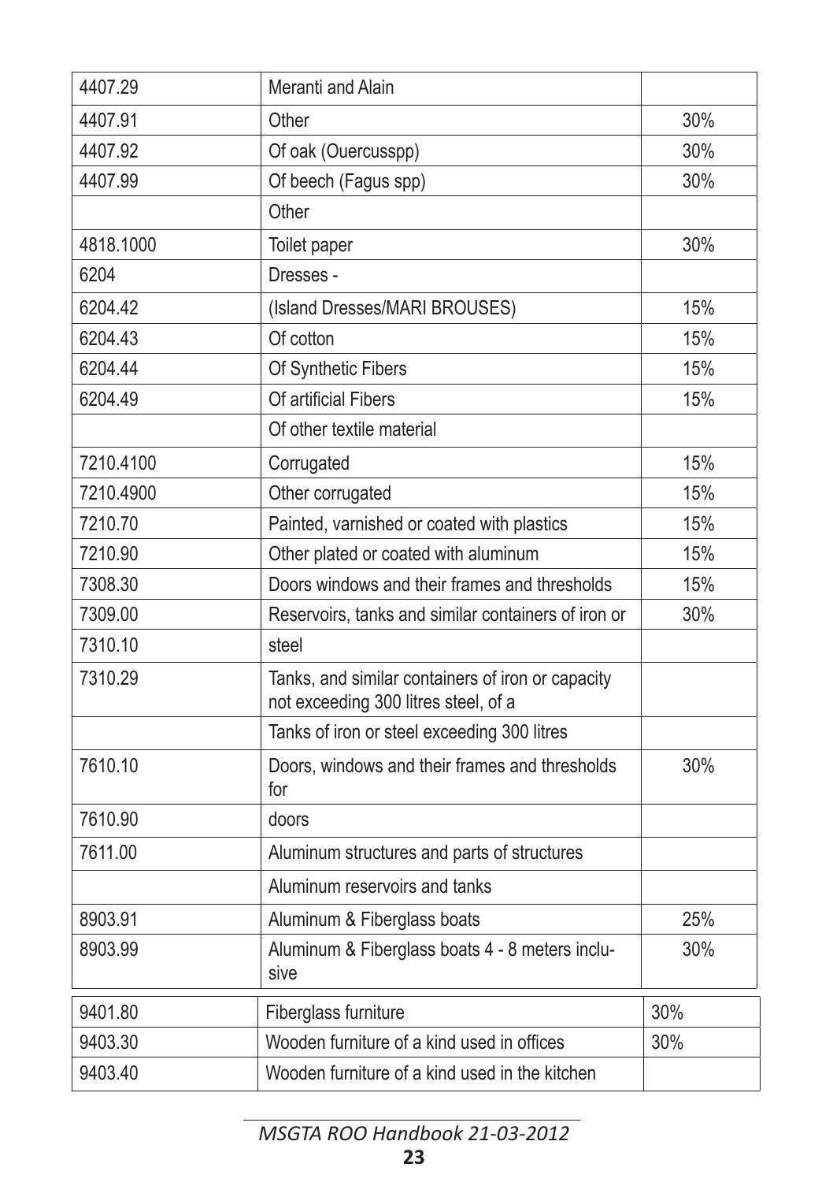| | | |
|---|---|---|
| 4407.29 | Meranti and Alain | |
| 4407.91 | Other | 30% |
| 4407.92 | Of oak (Ouercusspp) | 30% |
| 4407.99 | Of beech (Fagus spp) | 30% |
| | Other | |
| 4818.1000 | Toilet paper | 30% |
| 6204 | Dresses - | |
| 6204.42 | (Island Dresses/MARI BROUSES) | 15% |
| 6204.43 | Of cotton | 15% |
| 6204.44 | Of Synthetic Fibers | 15% |
| 6204.49 | Of artificial Fibers | 15% |
| | Of other textile material | |
| 7210.4100 | Corrugated | 15% |
| 7210.4900 | Other corrugated | 15% |
| 7210.70 | Painted, varnished or coated with plastics | 15% |
| 7210.90 | Other plated or coated with aluminum | 15% |
| 7308.30 | Doors windows and their frames and thresholds | 15% |
| 7309.00 | Reservoirs, tanks and similar containers of iron or | 30% |
| 7310.10 | steel | |
| 7310.29 | Tanks, and similar containers of iron or capacity not exceeding 300 litres steel, of a | |
| | Tanks of iron or steel exceeding 300 litres | |
| 7610.10 | Doors, windows and their frames and thresholds for | 30% |
| 7610.90 | doors | |
| 7611.00 | Aluminum structures and parts of structures | |
| | Aluminum reservoirs and tanks | |
| 8903.91 | Aluminum & Fiberglass boats | 25% |
| 8903.99 | Aluminum & Fiberglass boats 4 - 8 meters inclusive | 30% |
| 9401.80 | Fiberglass furniture | 30% |
| 9403.30 | Wooden furniture of a kind used in offices | 30% |
| 9403.40 | Wooden furniture of a kind used in the kitchen | |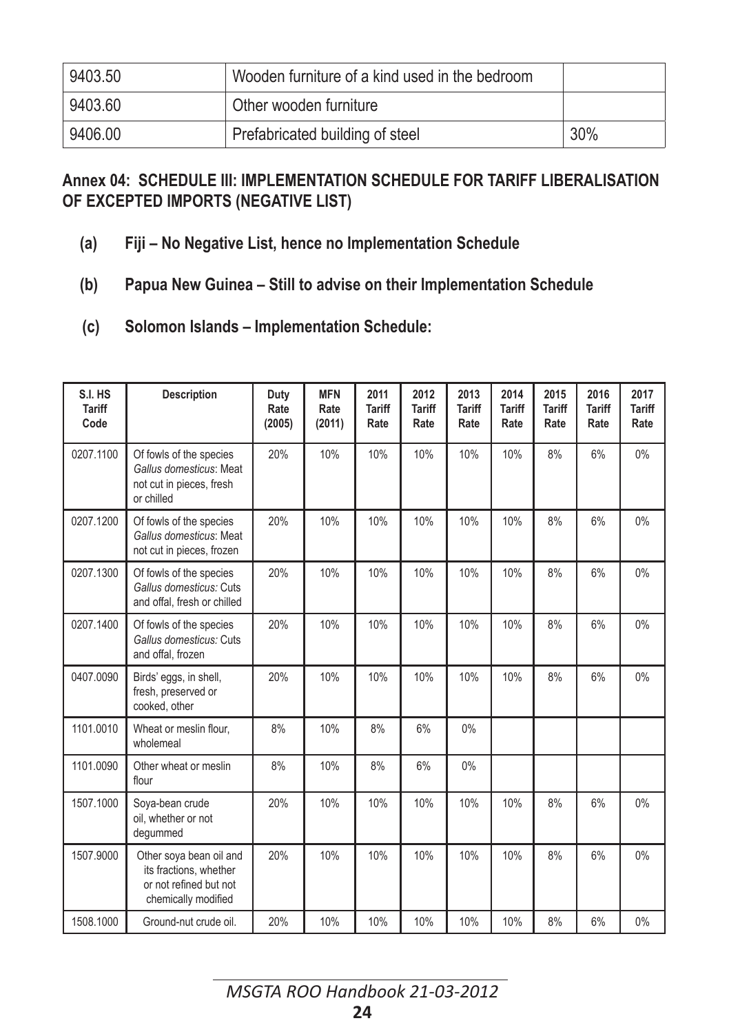| 9403.50 | Wooden furniture of a kind used in the bedroom | |
|---|---|---|
| 9403.60 | Other wooden furniture | |
| 9406.00 | Prefabricated building of steel | 30% |

**Annex 04: SCHEDULE III: IMPLEMENTATION SCHEDULE FOR TARIFF LIBERALISATION OF EXCEPTED IMPORTS (NEGATIVE LIST)**

**(a) Fiji – No Negative List, hence no Implementation Schedule**

**(b) Papua New Guinea – Still to advise on their Implementation Schedule**

**(c) Solomon Islands – Implementation Schedule:**

| S.I. HS Tariff Code | Description | Duty Rate (2005) | MFN Rate (2011) | 2011 Tariff Rate | 2012 Tariff Rate | 2013 Tariff Rate | 2014 Tariff Rate | 2015 Tariff Rate | 2016 Tariff Rate | 2017 Tariff Rate |
|---|---|---|---|---|---|---|---|---|---|---|
| 0207.1100 | Of fowls of the species *Gallus domesticus*: Meat not cut in pieces, fresh or chilled | 20% | 10% | 10% | 10% | 10% | 10% | 8% | 6% | 0% |
| 0207.1200 | Of fowls of the species *Gallus domesticus*: Meat not cut in pieces, frozen | 20% | 10% | 10% | 10% | 10% | 10% | 8% | 6% | 0% |
| 0207.1300 | Of fowls of the species *Gallus domesticus:* Cuts and offal, fresh or chilled | 20% | 10% | 10% | 10% | 10% | 10% | 8% | 6% | 0% |
| 0207.1400 | Of fowls of the species *Gallus domesticus:* Cuts and offal, frozen | 20% | 10% | 10% | 10% | 10% | 10% | 8% | 6% | 0% |
| 0407.0090 | Birds' eggs, in shell, fresh, preserved or cooked, other | 20% | 10% | 10% | 10% | 10% | 10% | 8% | 6% | 0% |
| 1101.0010 | Wheat or meslin flour, wholemeal | 8% | 10% | 8% | 6% | 0% | | | | |
| 1101.0090 | Other wheat or meslin flour | 8% | 10% | 8% | 6% | 0% | | | | |
| 1507.1000 | Soya-bean crude oil, whether or not degummed | 20% | 10% | 10% | 10% | 10% | 10% | 8% | 6% | 0% |
| 1507.9000 | Other soya bean oil and its fractions, whether or not refined but not chemically modified | 20% | 10% | 10% | 10% | 10% | 10% | 8% | 6% | 0% |
| 1508.1000 | Ground-nut crude oil. | 20% | 10% | 10% | 10% | 10% | 10% | 8% | 6% | 0% |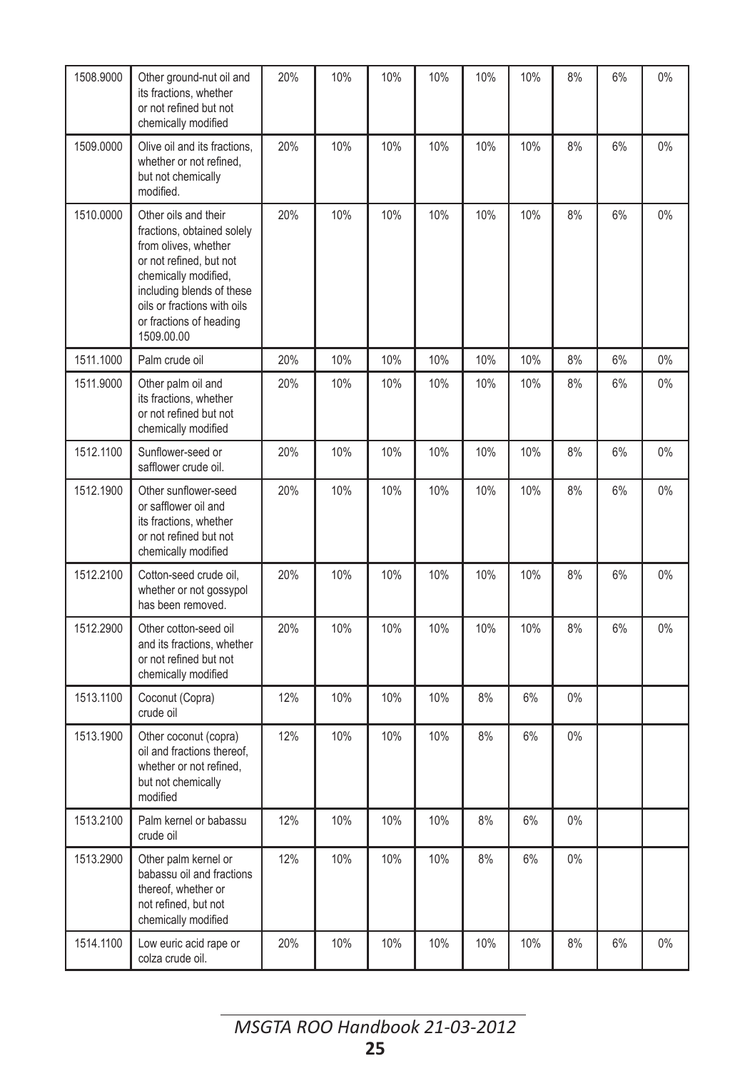| | | | | | | | | | | |
|---|---|---|---|---|---|---|---|---|---|---|
| 1508.9000 | Other ground-nut oil and its fractions, whether or not refined but not chemically modified | 20% | 10% | 10% | 10% | 10% | 10% | 8% | 6% | 0% |
| 1509.0000 | Olive oil and its fractions, whether or not refined, but not chemically modified. | 20% | 10% | 10% | 10% | 10% | 10% | 8% | 6% | 0% |
| 1510.0000 | Other oils and their fractions, obtained solely from olives, whether or not refined, but not chemically modified, including blends of these oils or fractions with oils or fractions of heading 1509.00.00 | 20% | 10% | 10% | 10% | 10% | 10% | 8% | 6% | 0% |
| 1511.1000 | Palm crude oil | 20% | 10% | 10% | 10% | 10% | 10% | 8% | 6% | 0% |
| 1511.9000 | Other palm oil and its fractions, whether or not refined but not chemically modified | 20% | 10% | 10% | 10% | 10% | 10% | 8% | 6% | 0% |
| 1512.1100 | Sunflower-seed or safflower crude oil. | 20% | 10% | 10% | 10% | 10% | 10% | 8% | 6% | 0% |
| 1512.1900 | Other sunflower-seed or safflower oil and its fractions, whether or not refined but not chemically modified | 20% | 10% | 10% | 10% | 10% | 10% | 8% | 6% | 0% |
| 1512.2100 | Cotton-seed crude oil, whether or not gossypol has been removed. | 20% | 10% | 10% | 10% | 10% | 10% | 8% | 6% | 0% |
| 1512.2900 | Other cotton-seed oil and its fractions, whether or not refined but not chemically modified | 20% | 10% | 10% | 10% | 10% | 10% | 8% | 6% | 0% |
| 1513.1100 | Coconut (Copra) crude oil | 12% | 10% | 10% | 10% | 8% | 6% | 0% | | |
| 1513.1900 | Other coconut (copra) oil and fractions thereof, whether or not refined, but not chemically modified | 12% | 10% | 10% | 10% | 8% | 6% | 0% | | |
| 1513.2100 | Palm kernel or babassu crude oil | 12% | 10% | 10% | 10% | 8% | 6% | 0% | | |
| 1513.2900 | Other palm kernel or babassu oil and fractions thereof, whether or not refined, but not chemically modified | 12% | 10% | 10% | 10% | 8% | 6% | 0% | | |
| 1514.1100 | Low euric acid rape or colza crude oil. | 20% | 10% | 10% | 10% | 10% | 10% | 8% | 6% | 0% |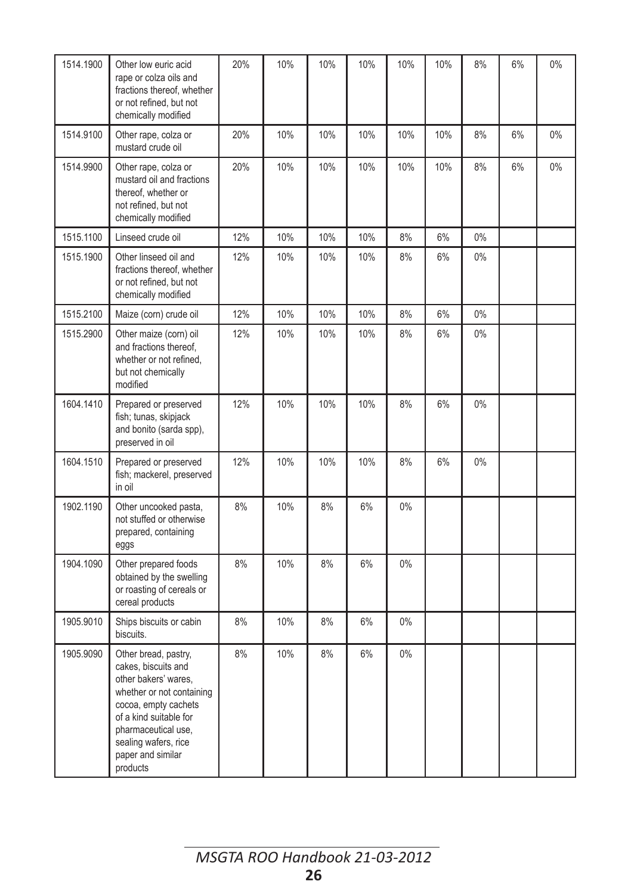| | | | | | | | | | | |
|---|---|---|---|---|---|---|---|---|---|---|
| 1514.1900 | Other low euric acid rape or colza oils and fractions thereof, whether or not refined, but not chemically modified | 20% | 10% | 10% | 10% | 10% | 10% | 8% | 6% | 0% |
| 1514.9100 | Other rape, colza or mustard crude oil | 20% | 10% | 10% | 10% | 10% | 10% | 8% | 6% | 0% |
| 1514.9900 | Other rape, colza or mustard oil and fractions thereof, whether or not refined, but not chemically modified | 20% | 10% | 10% | 10% | 10% | 10% | 8% | 6% | 0% |
| 1515.1100 | Linseed crude oil | 12% | 10% | 10% | 10% | 8% | 6% | 0% | | |
| 1515.1900 | Other linseed oil and fractions thereof, whether or not refined, but not chemically modified | 12% | 10% | 10% | 10% | 8% | 6% | 0% | | |
| 1515.2100 | Maize (corn) crude oil | 12% | 10% | 10% | 10% | 8% | 6% | 0% | | |
| 1515.2900 | Other maize (corn) oil and fractions thereof, whether or not refined, but not chemically modified | 12% | 10% | 10% | 10% | 8% | 6% | 0% | | |
| 1604.1410 | Prepared or preserved fish; tunas, skipjack and bonito (sarda spp), preserved in oil | 12% | 10% | 10% | 10% | 8% | 6% | 0% | | |
| 1604.1510 | Prepared or preserved fish; mackerel, preserved in oil | 12% | 10% | 10% | 10% | 8% | 6% | 0% | | |
| 1902.1190 | Other uncooked pasta, not stuffed or otherwise prepared, containing eggs | 8% | 10% | 8% | 6% | 0% | | | | |
| 1904.1090 | Other prepared foods obtained by the swelling or roasting of cereals or cereal products | 8% | 10% | 8% | 6% | 0% | | | | |
| 1905.9010 | Ships biscuits or cabin biscuits. | 8% | 10% | 8% | 6% | 0% | | | | |
| 1905.9090 | Other bread, pastry, cakes, biscuits and other bakers' wares, whether or not containing cocoa, empty cachets of a kind suitable for pharmaceutical use, sealing wafers, rice paper and similar products | 8% | 10% | 8% | 6% | 0% | | | | |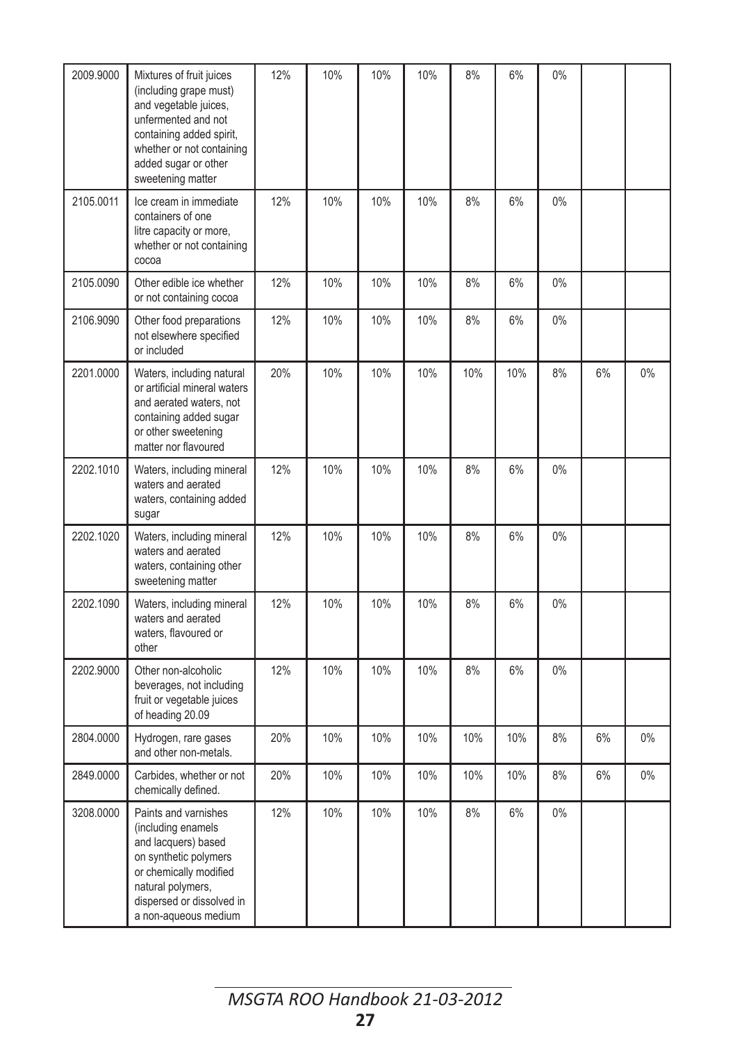| | | | | | | | | | | |
|---|---|---|---|---|---|---|---|---|---|---|
| 2009.9000 | Mixtures of fruit juices (including grape must) and vegetable juices, unfermented and not containing added spirit, whether or not containing added sugar or other sweetening matter | 12% | 10% | 10% | 10% | 8% | 6% | 0% | | |
| 2105.0011 | Ice cream in immediate containers of one litre capacity or more, whether or not containing cocoa | 12% | 10% | 10% | 10% | 8% | 6% | 0% | | |
| 2105.0090 | Other edible ice whether or not containing cocoa | 12% | 10% | 10% | 10% | 8% | 6% | 0% | | |
| 2106.9090 | Other food preparations not elsewhere specified or included | 12% | 10% | 10% | 10% | 8% | 6% | 0% | | |
| 2201.0000 | Waters, including natural or artificial mineral waters and aerated waters, not containing added sugar or other sweetening matter nor flavoured | 20% | 10% | 10% | 10% | 10% | 10% | 8% | 6% | 0% |
| 2202.1010 | Waters, including mineral waters and aerated waters, containing added sugar | 12% | 10% | 10% | 10% | 8% | 6% | 0% | | |
| 2202.1020 | Waters, including mineral waters and aerated waters, containing other sweetening matter | 12% | 10% | 10% | 10% | 8% | 6% | 0% | | |
| 2202.1090 | Waters, including mineral waters and aerated waters, flavoured or other | 12% | 10% | 10% | 10% | 8% | 6% | 0% | | |
| 2202.9000 | Other non-alcoholic beverages, not including fruit or vegetable juices of heading 20.09 | 12% | 10% | 10% | 10% | 8% | 6% | 0% | | |
| 2804.0000 | Hydrogen, rare gases and other non-metals. | 20% | 10% | 10% | 10% | 10% | 10% | 8% | 6% | 0% |
| 2849.0000 | Carbides, whether or not chemically defined. | 20% | 10% | 10% | 10% | 10% | 10% | 8% | 6% | 0% |
| 3208.0000 | Paints and varnishes (including enamels and lacquers) based on synthetic polymers or chemically modified natural polymers, dispersed or dissolved in a non-aqueous medium | 12% | 10% | 10% | 10% | 8% | 6% | 0% | | |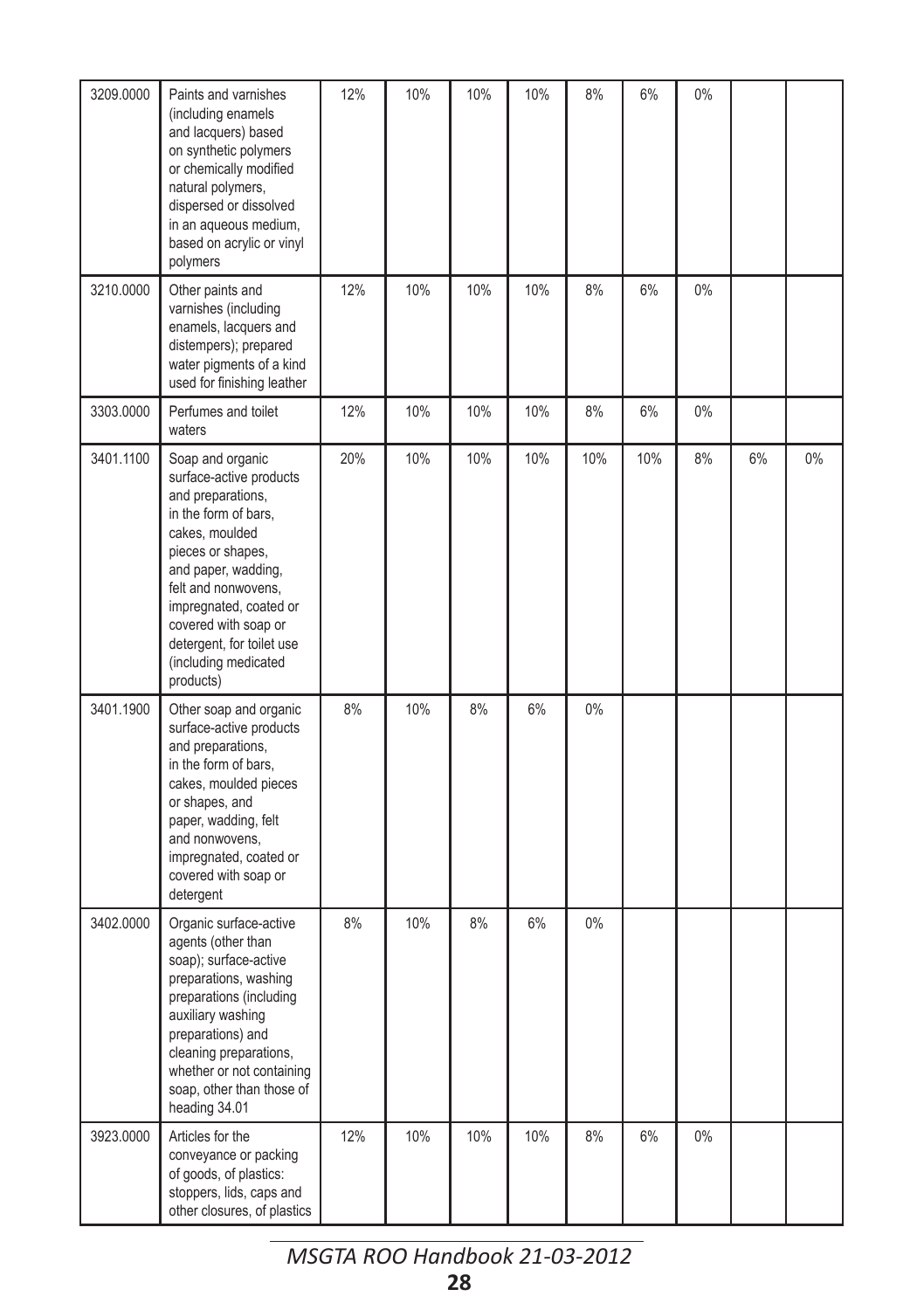| | | | | | | | | | | |
|---|---|---|---|---|---|---|---|---|---|---|
| 3209.0000 | Paints and varnishes (including enamels and lacquers) based on synthetic polymers or chemically modified natural polymers, dispersed or dissolved in an aqueous medium, based on acrylic or vinyl polymers | 12% | 10% | 10% | 10% | 8% | 6% | 0% | | |
| 3210.0000 | Other paints and varnishes (including enamels, lacquers and distempers); prepared water pigments of a kind used for finishing leather | 12% | 10% | 10% | 10% | 8% | 6% | 0% | | |
| 3303.0000 | Perfumes and toilet waters | 12% | 10% | 10% | 10% | 8% | 6% | 0% | | |
| 3401.1100 | Soap and organic surface-active products and preparations, in the form of bars, cakes, moulded pieces or shapes, and paper, wadding, felt and nonwovens, impregnated, coated or covered with soap or detergent, for toilet use (including medicated products) | 20% | 10% | 10% | 10% | 10% | 10% | 8% | 6% | 0% |
| 3401.1900 | Other soap and organic surface-active products and preparations, in the form of bars, cakes, moulded pieces or shapes, and paper, wadding, felt and nonwovens, impregnated, coated or covered with soap or detergent | 8% | 10% | 8% | 6% | 0% | | | | |
| 3402.0000 | Organic surface-active agents (other than soap); surface-active preparations, washing preparations (including auxiliary washing preparations) and cleaning preparations, whether or not containing soap, other than those of heading 34.01 | 8% | 10% | 8% | 6% | 0% | | | | |
| 3923.0000 | Articles for the conveyance or packing of goods, of plastics: stoppers, lids, caps and other closures, of plastics | 12% | 10% | 10% | 10% | 8% | 6% | 0% | | |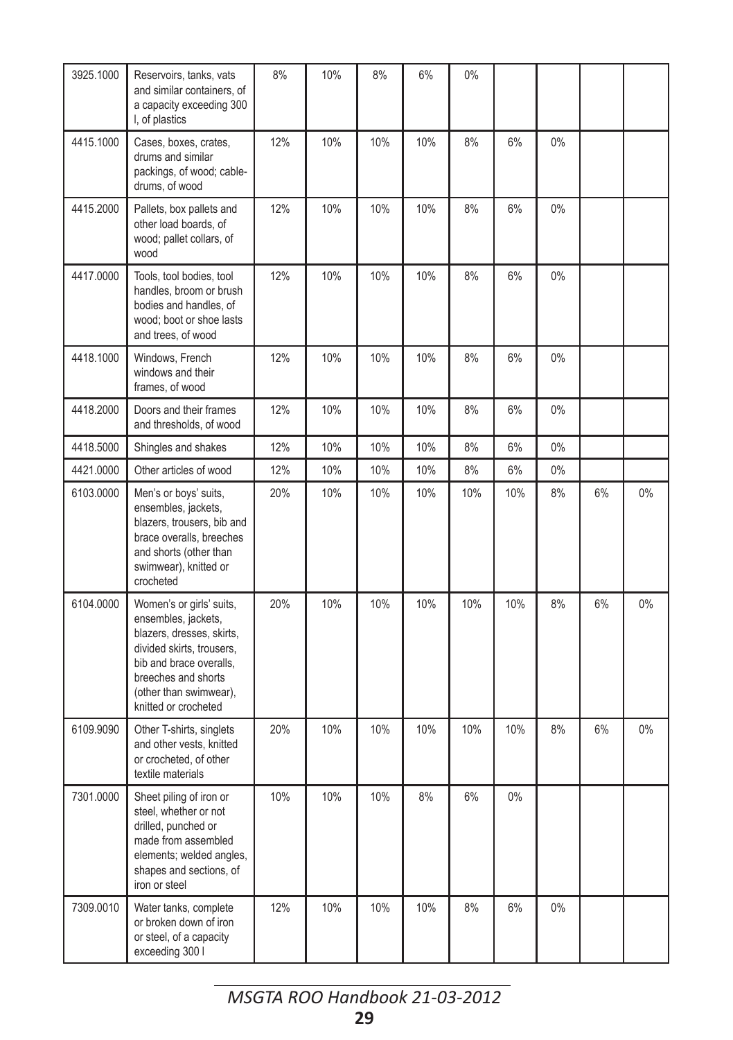| 3925.1000 | Reservoirs, tanks, vats and similar containers, of a capacity exceeding 300 l, of plastics | 8% | 10% | 8% | 6% | 0% | | | | |
|---|---|---|---|---|---|---|---|---|---|---|
| 4415.1000 | Cases, boxes, crates, drums and similar packings, of wood; cable-drums, of wood | 12% | 10% | 10% | 10% | 8% | 6% | 0% | | |
| 4415.2000 | Pallets, box pallets and other load boards, of wood; pallet collars, of wood | 12% | 10% | 10% | 10% | 8% | 6% | 0% | | |
| 4417.0000 | Tools, tool bodies, tool handles, broom or brush bodies and handles, of wood; boot or shoe lasts and trees, of wood | 12% | 10% | 10% | 10% | 8% | 6% | 0% | | |
| 4418.1000 | Windows, French windows and their frames, of wood | 12% | 10% | 10% | 10% | 8% | 6% | 0% | | |
| 4418.2000 | Doors and their frames and thresholds, of wood | 12% | 10% | 10% | 10% | 8% | 6% | 0% | | |
| 4418.5000 | Shingles and shakes | 12% | 10% | 10% | 10% | 8% | 6% | 0% | | |
| 4421.0000 | Other articles of wood | 12% | 10% | 10% | 10% | 8% | 6% | 0% | | |
| 6103.0000 | Men's or boys' suits, ensembles, jackets, blazers, trousers, bib and brace overalls, breeches and shorts (other than swimwear), knitted or crocheted | 20% | 10% | 10% | 10% | 10% | 10% | 8% | 6% | 0% |
| 6104.0000 | Women's or girls' suits, ensembles, jackets, blazers, dresses, skirts, divided skirts, trousers, bib and brace overalls, breeches and shorts (other than swimwear), knitted or crocheted | 20% | 10% | 10% | 10% | 10% | 10% | 8% | 6% | 0% |
| 6109.9090 | Other T-shirts, singlets and other vests, knitted or crocheted, of other textile materials | 20% | 10% | 10% | 10% | 10% | 10% | 8% | 6% | 0% |
| 7301.0000 | Sheet piling of iron or steel, whether or not drilled, punched or made from assembled elements; welded angles, shapes and sections, of iron or steel | 10% | 10% | 10% | 8% | 6% | 0% | | | |
| 7309.0010 | Water tanks, complete or broken down of iron or steel, of a capacity exceeding 300 l | 12% | 10% | 10% | 10% | 8% | 6% | 0% | | |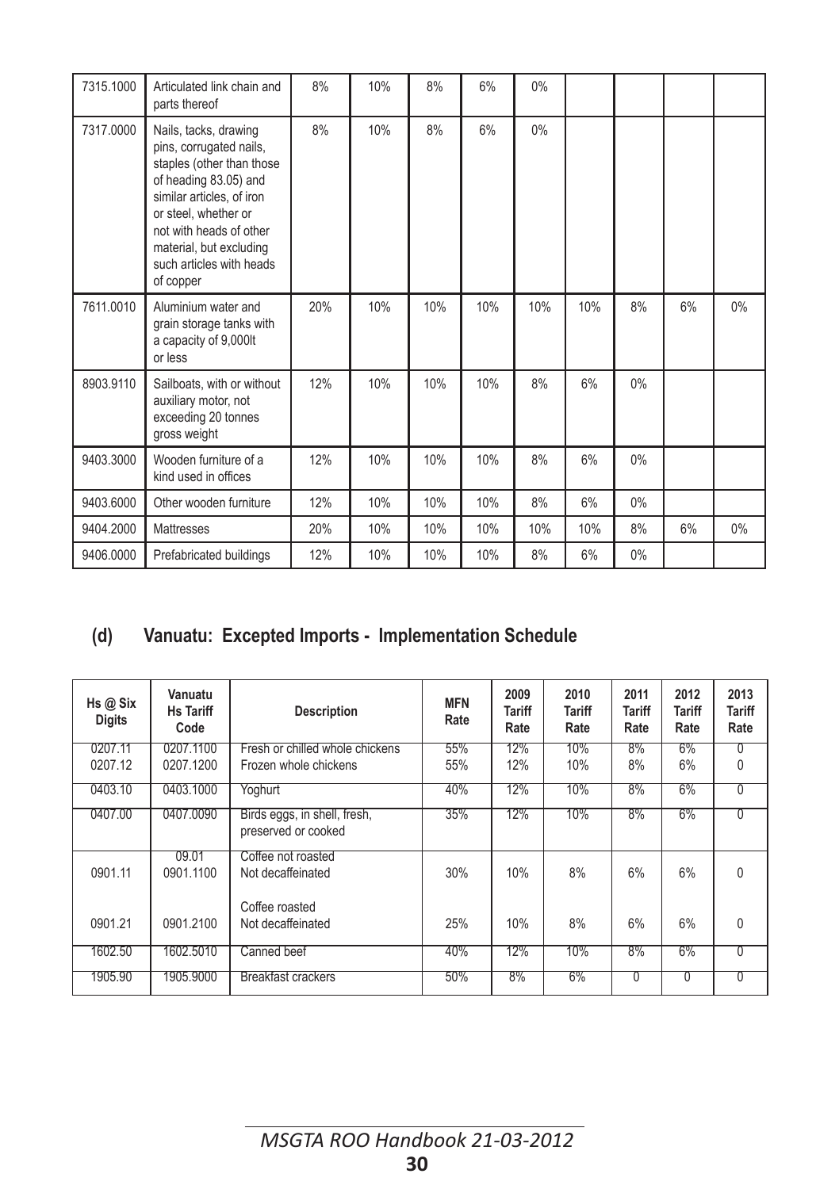| 7315.1000 | Articulated link chain and parts thereof | 8% | 10% | 8% | 6% | 0% | | | | |
|---|---|---|---|---|---|---|---|---|---|---|
| 7317.0000 | Nails, tacks, drawing pins, corrugated nails, staples (other than those of heading 83.05) and similar articles, of iron or steel, whether or not with heads of other material, but excluding such articles with heads of copper | 8% | 10% | 8% | 6% | 0% | | | | |
| 7611.0010 | Aluminium water and grain storage tanks with a capacity of 9,000lt or less | 20% | 10% | 10% | 10% | 10% | 10% | 8% | 6% | 0% |
| 8903.9110 | Sailboats, with or without auxiliary motor, not exceeding 20 tonnes gross weight | 12% | 10% | 10% | 10% | 8% | 6% | 0% | | |
| 9403.3000 | Wooden furniture of a kind used in offices | 12% | 10% | 10% | 10% | 8% | 6% | 0% | | |
| 9403.6000 | Other wooden furniture | 12% | 10% | 10% | 10% | 8% | 6% | 0% | | |
| 9404.2000 | Mattresses | 20% | 10% | 10% | 10% | 10% | 10% | 8% | 6% | 0% |
| 9406.0000 | Prefabricated buildings | 12% | 10% | 10% | 10% | 8% | 6% | 0% | | |

## (d) Vanuatu: Excepted Imports - Implementation Schedule

| Hs @ Six Digits | Vanuatu Hs Tariff Code | Description | MFN Rate | 2009 Tariff Rate | 2010 Tariff Rate | 2011 Tariff Rate | 2012 Tariff Rate | 2013 Tariff Rate |
|---|---|---|---|---|---|---|---|---|
| 0207.11 | 0207.1100 | Fresh or chilled whole chickens | 55% | 12% | 10% | 8% | 6% | 0 |
| 0207.12 | 0207.1200 | Frozen whole chickens | 55% | 12% | 10% | 8% | 6% | 0 |
| 0403.10 | 0403.1000 | Yoghurt | 40% | 12% | 10% | 8% | 6% | 0 |
| 0407.00 | 0407.0090 | Birds eggs, in shell, fresh, preserved or cooked | 35% | 12% | 10% | 8% | 6% | 0 |
| | 09.01 | Coffee not roasted | | | | | | |
| 0901.11 | 0901.1100 | Not decaffeinated | 30% | 10% | 8% | 6% | 6% | 0 |
| | | Coffee roasted | | | | | | |
| 0901.21 | 0901.2100 | Not decaffeinated | 25% | 10% | 8% | 6% | 6% | 0 |
| 1602.50 | 1602.5010 | Canned beef | 40% | 12% | 10% | 8% | 6% | 0 |
| 1905.90 | 1905.9000 | Breakfast crackers | 50% | 8% | 6% | 0 | 0 | 0 |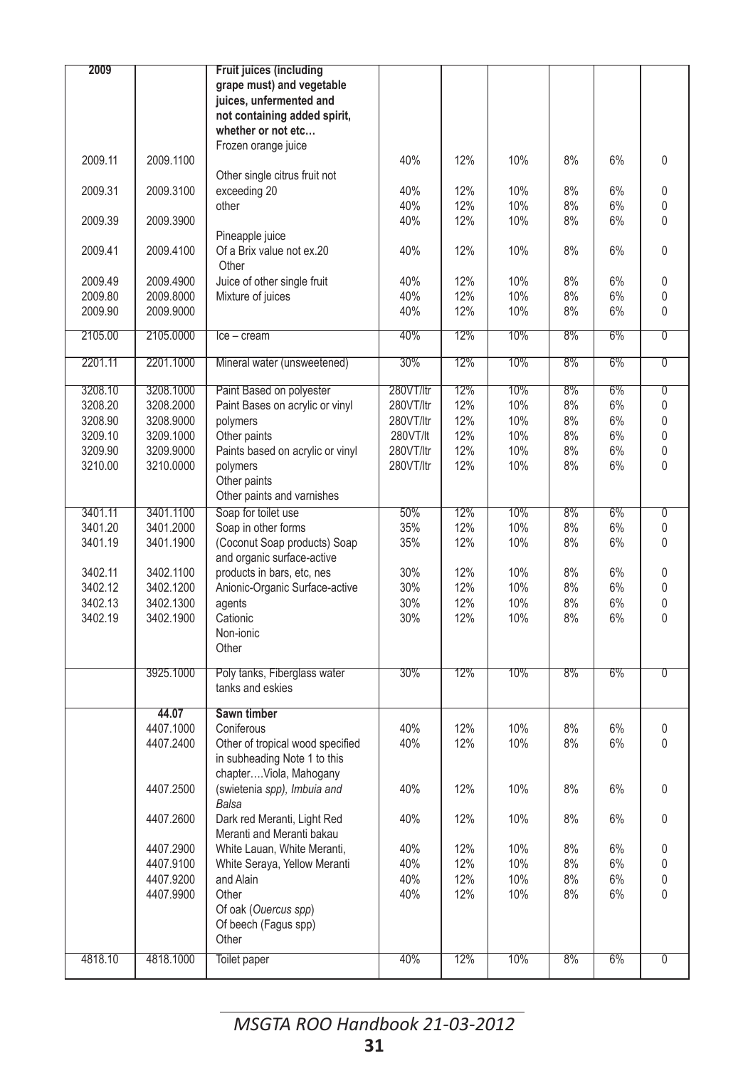| | | | | | | | | |
|---|---|---|---|---|---|---|---|---|
| 2009 | | Fruit juices (including grape must) and vegetable juices, unfermented and not containing added spirit, whether or not etc… | | | | | | |
| | | Frozen orange juice | | | | | | |
| 2009.11 | 2009.1100 | | 40% | 12% | 10% | 8% | 6% | 0 |
| | | Other single citrus fruit not | | | | | | |
| 2009.31 | 2009.3100 | exceeding 20 | 40% | 12% | 10% | 8% | 6% | 0 |
| | | other | 40% | 12% | 10% | 8% | 6% | 0 |
| 2009.39 | 2009.3900 | | 40% | 12% | 10% | 8% | 6% | 0 |
| | | Pineapple juice | | | | | | |
| 2009.41 | 2009.4100 | Of a Brix value not ex.20 | 40% | 12% | 10% | 8% | 6% | 0 |
| | | Other | | | | | | |
| 2009.49 | 2009.4900 | Juice of other single fruit | 40% | 12% | 10% | 8% | 6% | 0 |
| 2009.80 | 2009.8000 | Mixture of juices | 40% | 12% | 10% | 8% | 6% | 0 |
| 2009.90 | 2009.9000 | | 40% | 12% | 10% | 8% | 6% | 0 |
| 2105.00 | 2105.0000 | Ice – cream | 40% | 12% | 10% | 8% | 6% | 0 |
| 2201.11 | 2201.1000 | Mineral water (unsweetened) | 30% | 12% | 10% | 8% | 6% | 0 |
| 3208.10 | 3208.1000 | Paint Based on polyester | 280VT/ltr | 12% | 10% | 8% | 6% | 0 |
| 3208.20 | 3208.2000 | Paint Bases on acrylic or vinyl | 280VT/ltr | 12% | 10% | 8% | 6% | 0 |
| 3208.90 | 3208.9000 | polymers | 280VT/ltr | 12% | 10% | 8% | 6% | 0 |
| 3209.10 | 3209.1000 | Other paints | 280VT/lt | 12% | 10% | 8% | 6% | 0 |
| 3209.90 | 3209.9000 | Paints based on acrylic or vinyl | 280VT/ltr | 12% | 10% | 8% | 6% | 0 |
| 3210.00 | 3210.0000 | polymers | 280VT/ltr | 12% | 10% | 8% | 6% | 0 |
| | | Other paints | | | | | | |
| | | Other paints and varnishes | | | | | | |
| 3401.11 | 3401.1100 | Soap for toilet use | 50% | 12% | 10% | 8% | 6% | 0 |
| 3401.20 | 3401.2000 | Soap in other forms | 35% | 12% | 10% | 8% | 6% | 0 |
| 3401.19 | 3401.1900 | (Coconut Soap products) Soap and organic surface-active | 35% | 12% | 10% | 8% | 6% | 0 |
| 3402.11 | 3402.1100 | products in bars, etc, nes | 30% | 12% | 10% | 8% | 6% | 0 |
| 3402.12 | 3402.1200 | Anionic-Organic Surface-active | 30% | 12% | 10% | 8% | 6% | 0 |
| 3402.13 | 3402.1300 | agents | 30% | 12% | 10% | 8% | 6% | 0 |
| 3402.19 | 3402.1900 | Cationic | 30% | 12% | 10% | 8% | 6% | 0 |
| | | Non-ionic | | | | | | |
| | | Other | | | | | | |
| | 3925.1000 | Poly tanks, Fiberglass water tanks and eskies | 30% | 12% | 10% | 8% | 6% | 0 |
| | **44.07** | **Sawn timber** | | | | | | |
| | 4407.1000 | Coniferous | 40% | 12% | 10% | 8% | 6% | 0 |
| | 4407.2400 | Other of tropical wood specified in subheading Note 1 to this chapter….Viola, Mahogany | 40% | 12% | 10% | 8% | 6% | 0 |
| | 4407.2500 | (swietenia *spp), Imbuia and Balsa* | 40% | 12% | 10% | 8% | 6% | 0 |
| | 4407.2600 | Dark red Meranti, Light Red Meranti and Meranti bakau | 40% | 12% | 10% | 8% | 6% | 0 |
| | 4407.2900 | White Lauan, White Meranti, | 40% | 12% | 10% | 8% | 6% | 0 |
| | 4407.9100 | White Seraya, Yellow Meranti | 40% | 12% | 10% | 8% | 6% | 0 |
| | 4407.9200 | and Alain | 40% | 12% | 10% | 8% | 6% | 0 |
| | 4407.9900 | Other | 40% | 12% | 10% | 8% | 6% | 0 |
| | | Of oak (*Ouercus spp*) | | | | | | |
| | | Of beech (Fagus spp) | | | | | | |
| | | Other | | | | | | |
| 4818.10 | 4818.1000 | Toilet paper | 40% | 12% | 10% | 8% | 6% | 0 |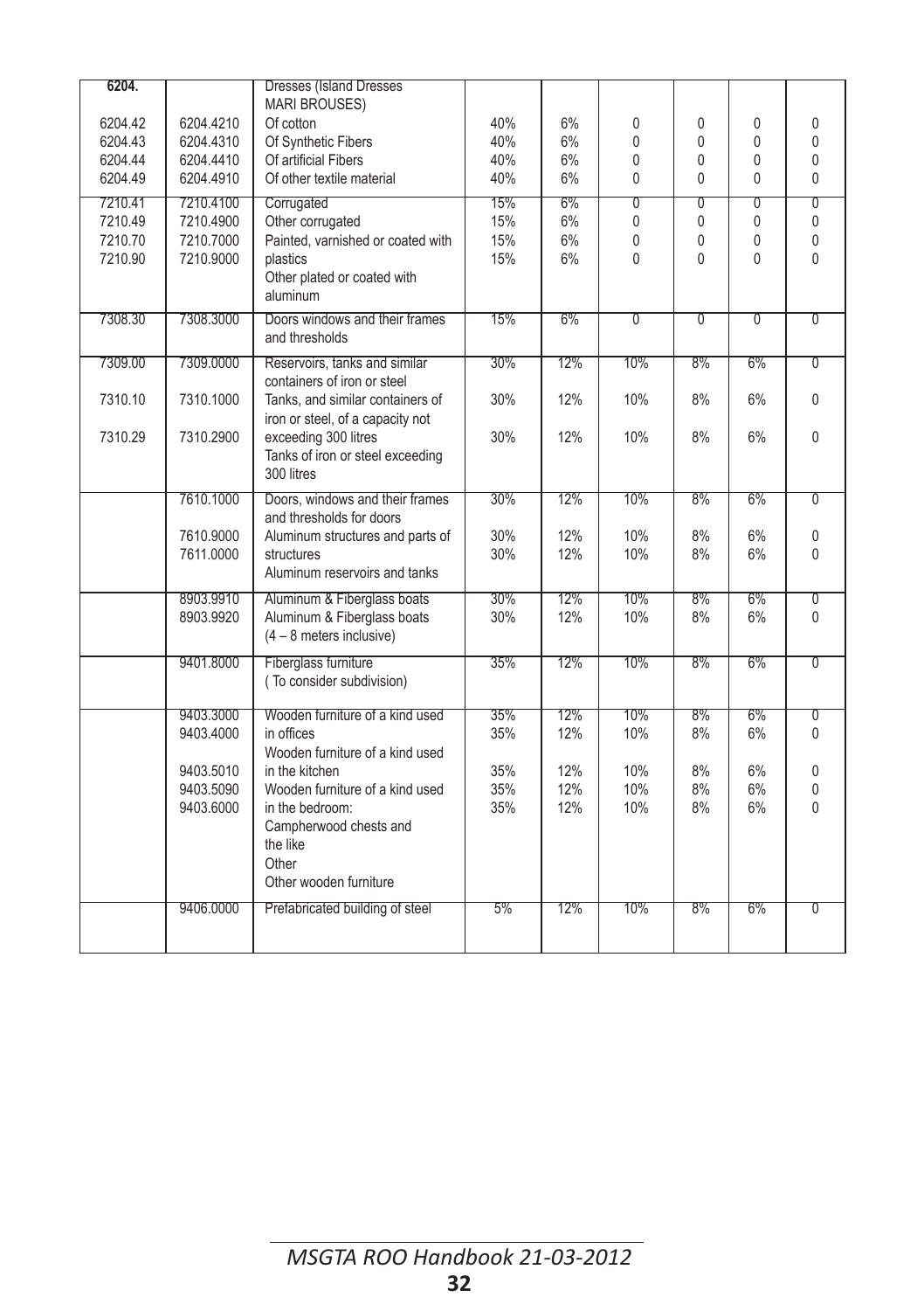| | | | | | | | | |
|---|---|---|---|---|---|---|---|---|
| **6204.** | | Dresses (Island Dresses MARI BROUSES) | | | | | | |
| 6204.42 | 6204.4210 | Of cotton | 40% | 6% | 0 | 0 | 0 | 0 |
| 6204.43 | 6204.4310 | Of Synthetic Fibers | 40% | 6% | 0 | 0 | 0 | 0 |
| 6204.44 | 6204.4410 | Of artificial Fibers | 40% | 6% | 0 | 0 | 0 | 0 |
| 6204.49 | 6204.4910 | Of other textile material | 40% | 6% | 0 | 0 | 0 | 0 |
| 7210.41 | 7210.4100 | Corrugated | 15% | 6% | 0 | 0 | 0 | 0 |
| 7210.49 | 7210.4900 | Other corrugated | 15% | 6% | 0 | 0 | 0 | 0 |
| 7210.70 | 7210.7000 | Painted, varnished or coated with plastics | 15% | 6% | 0 | 0 | 0 | 0 |
| 7210.90 | 7210.9000 | Other plated or coated with aluminum | 15% | 6% | 0 | 0 | 0 | 0 |
| 7308.30 | 7308.3000 | Doors windows and their frames and thresholds | 15% | 6% | 0 | 0 | 0 | 0 |
| 7309.00 | 7309.0000 | Reservoirs, tanks and similar containers of iron or steel | 30% | 12% | 10% | 8% | 6% | 0 |
| 7310.10 | 7310.1000 | Tanks, and similar containers of iron or steel, of a capacity not exceeding 300 litres | 30% | 12% | 10% | 8% | 6% | 0 |
| 7310.29 | 7310.2900 | Tanks of iron or steel exceeding 300 litres | 30% | 12% | 10% | 8% | 6% | 0 |
| | 7610.1000 | Doors, windows and their frames and thresholds for doors | 30% | 12% | 10% | 8% | 6% | 0 |
| | 7610.9000 | Aluminum structures and parts of structures | 30% | 12% | 10% | 8% | 6% | 0 |
| | 7611.0000 | Aluminum reservoirs and tanks | 30% | 12% | 10% | 8% | 6% | 0 |
| | 8903.9910 | Aluminum & Fiberglass boats | 30% | 12% | 10% | 8% | 6% | 0 |
| | 8903.9920 | Aluminum & Fiberglass boats (4 – 8 meters inclusive) | 30% | 12% | 10% | 8% | 6% | 0 |
| | 9401.8000 | Fiberglass furniture ( To consider subdivision) | 35% | 12% | 10% | 8% | 6% | 0 |
| | 9403.3000 | Wooden furniture of a kind used in offices | 35% | 12% | 10% | 8% | 6% | 0 |
| | 9403.4000 | Wooden furniture of a kind used in the kitchen | 35% | 12% | 10% | 8% | 6% | 0 |
| | 9403.5010 | Wooden furniture of a kind used in the bedroom: Campherwood chests and the like | 35% | 12% | 10% | 8% | 6% | 0 |
| | 9403.5090 | Other | 35% | 12% | 10% | 8% | 6% | 0 |
| | 9403.6000 | Other wooden furniture | 35% | 12% | 10% | 8% | 6% | 0 |
| | 9406.0000 | Prefabricated building of steel | 5% | 12% | 10% | 8% | 6% | 0 |

*MSGTA ROO Handbook 21-03-2012*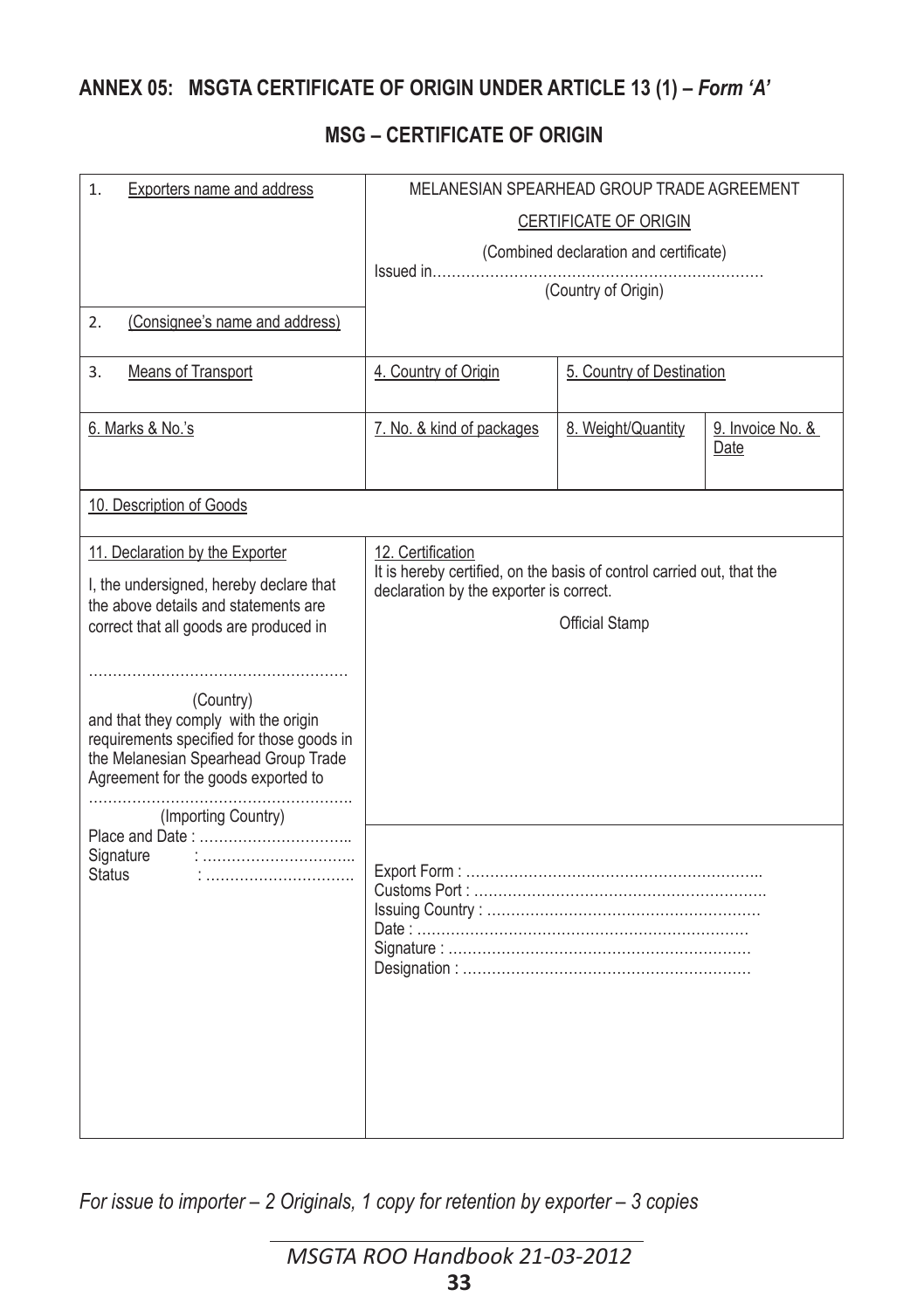## ANNEX 05: MSGTA CERTIFICATE OF ORIGIN UNDER ARTICLE 13 (1) – *Form 'A'*

### MSG – CERTIFICATE OF ORIGIN

| | | | |
|---|---|---|---|
| 1. Exporters name and address<br><br>2. (Consignee's name and address) | MELANESIAN SPEARHEAD GROUP TRADE AGREEMENT<br>CERTIFICATE OF ORIGIN<br>(Combined declaration and certificate)<br>Issued in……………………………………………………………<br>(Country of Origin) | | |
| 3. Means of Transport | 4. Country of Origin | 5. Country of Destination | |
| 6. Marks & No.'s | 7. No. & kind of packages | 8. Weight/Quantity | 9. Invoice No. & Date |
| 10. Description of Goods | | | |
| 11. Declaration by the Exporter<br>I, the undersigned, hereby declare that the above details and statements are correct that all goods are produced in<br>……………………………………………<br>(Country)<br>and that they comply with the origin requirements specified for those goods in the Melanesian Spearhead Group Trade Agreement for the goods exported to<br>……………………………………………….<br>(Importing Country)<br>Place and Date : …………………………..<br>Signature : …………………………..<br>Status : ………………………….. | 12. Certification<br>It is hereby certified, on the basis of control carried out, that the declaration by the exporter is correct.<br>Official Stamp<br><br>Export Form : ……………………………………………………..<br>Customs Port : …………………………………………………….<br>Issuing Country : …………………………………………………<br>Date : ……………………………………………………………<br>Signature : ………………………………………………………<br>Designation : …………………………………………………… | | |

*For issue to importer – 2 Originals, 1 copy for retention by exporter – 3 copies*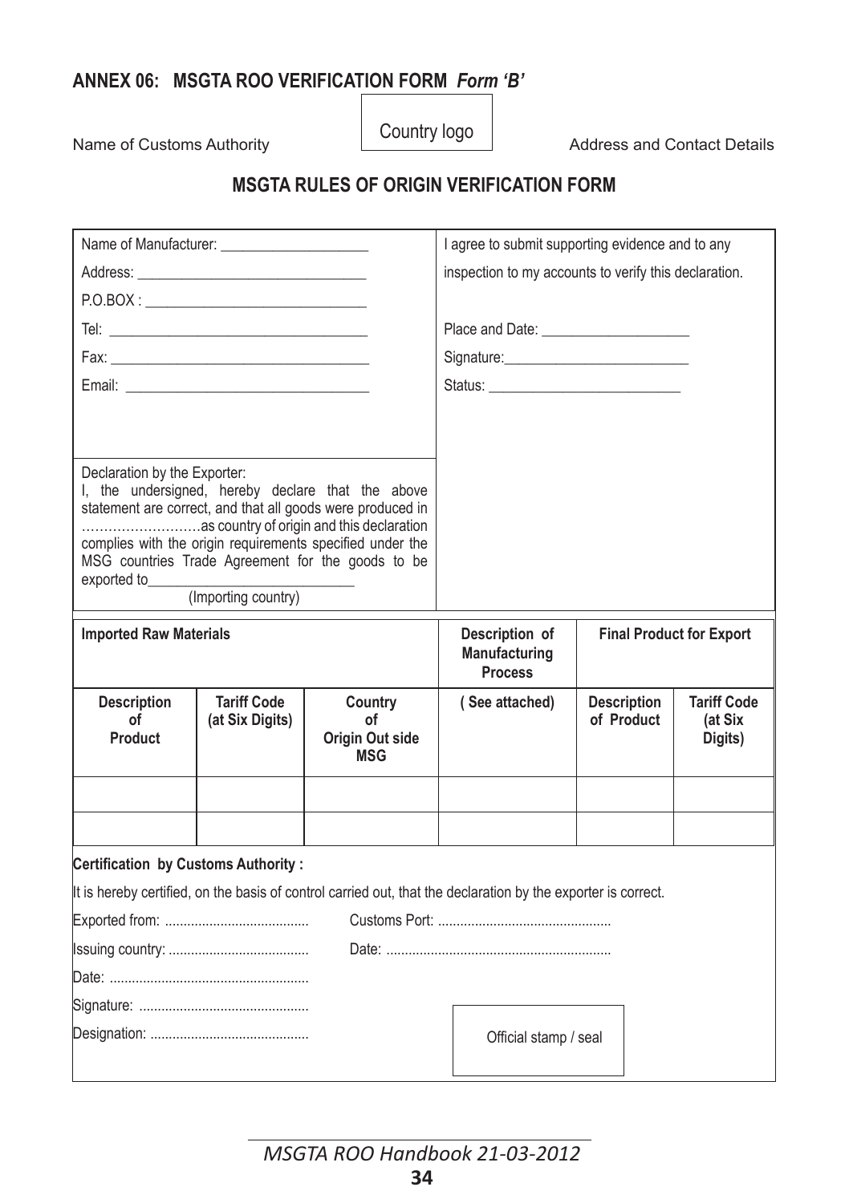## ANNEX 06: MSGTA ROO VERIFICATION FORM *Form 'B'*

Name of Customs Authority | Country logo | Address and Contact Details

### MSGTA RULES OF ORIGIN VERIFICATION FORM

Name of Manufacturer: ____________________

Address: ______________________________

P.O.BOX : _____________________________

Tel: __________________________________

Fax: __________________________________

Email: ________________________________

I agree to submit supporting evidence and to any inspection to my accounts to verify this declaration.

Place and Date: ____________________

Signature:________________________

Status: _________________________

Declaration by the Exporter:
I, the undersigned, hereby declare that the above statement are correct, and that all goods were produced in ………………………as country of origin and this declaration complies with the origin requirements specified under the MSG countries Trade Agreement for the goods to be exported to___________________________
(Importing country)

| Imported Raw Materials | | | Description of Manufacturing Process | Final Product for Export | |
|---|---|---|---|---|---|
| Description of Product | Tariff Code (at Six Digits) | Country of Origin Out side MSG | ( See attached) | Description of Product | Tariff Code (at Six Digits) |
| | | | | | |
| | | | | | |

**Certification by Customs Authority :**

It is hereby certified, on the basis of control carried out, that the declaration by the exporter is correct.

Exported from: ....................................... Customs Port: ..............................................

Issuing country: ...................................... Date: ............................................................

Date: ......................................................

Signature: .............................................

Designation: ...........................................

Official stamp / seal

*MSGTA ROO Handbook 21-03-2012*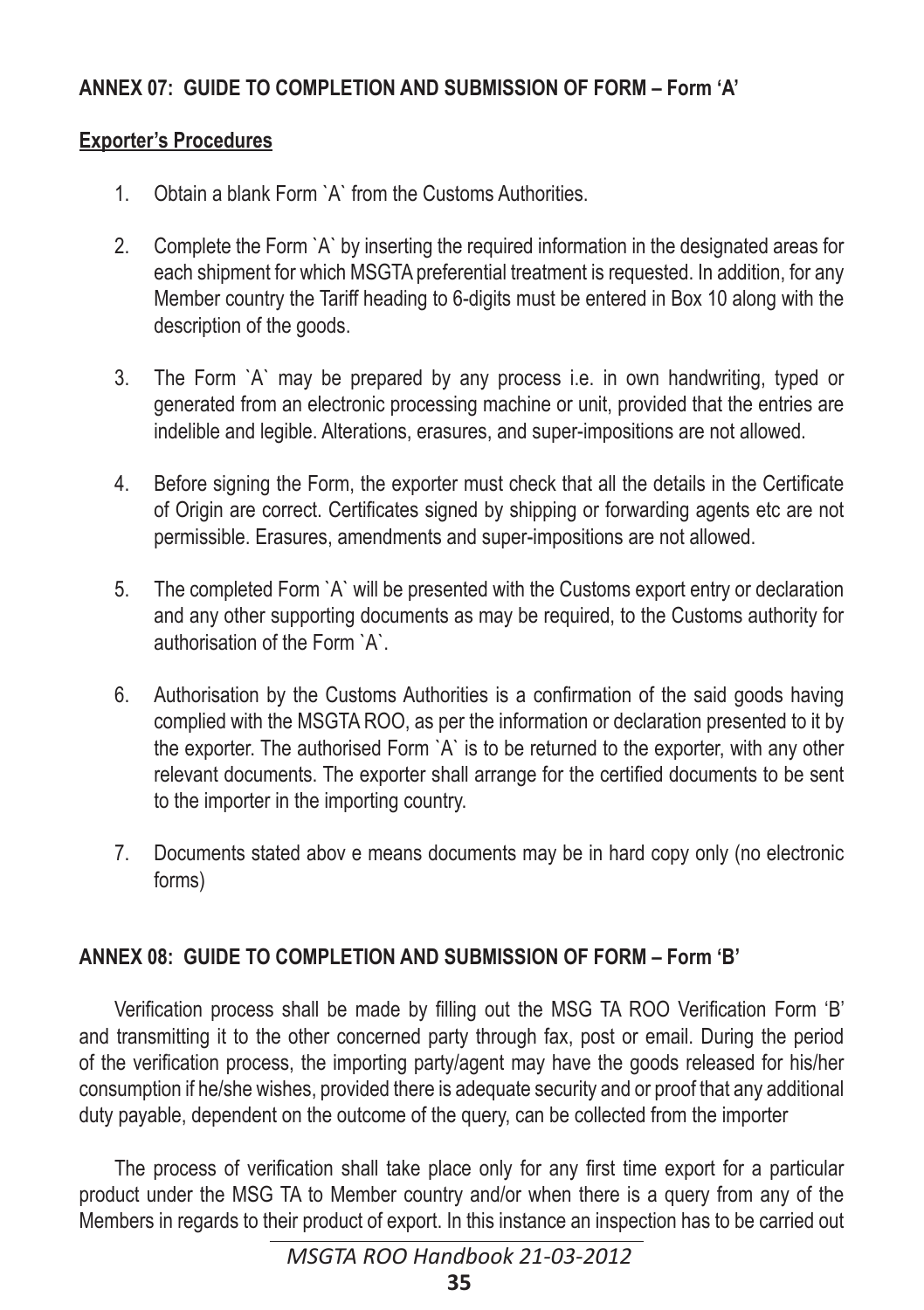**ANNEX 07: GUIDE TO COMPLETION AND SUBMISSION OF FORM – Form 'A'**

**Exporter's Procedures**

1. Obtain a blank Form `A` from the Customs Authorities.

2. Complete the Form `A` by inserting the required information in the designated areas for each shipment for which MSGTA preferential treatment is requested. In addition, for any Member country the Tariff heading to 6-digits must be entered in Box 10 along with the description of the goods.

3. The Form `A` may be prepared by any process i.e. in own handwriting, typed or generated from an electronic processing machine or unit, provided that the entries are indelible and legible. Alterations, erasures, and super-impositions are not allowed.

4. Before signing the Form, the exporter must check that all the details in the Certificate of Origin are correct. Certificates signed by shipping or forwarding agents etc are not permissible. Erasures, amendments and super-impositions are not allowed.

5. The completed Form `A` will be presented with the Customs export entry or declaration and any other supporting documents as may be required, to the Customs authority for authorisation of the Form `A`.

6. Authorisation by the Customs Authorities is a confirmation of the said goods having complied with the MSGTA ROO, as per the information or declaration presented to it by the exporter. The authorised Form `A` is to be returned to the exporter, with any other relevant documents. The exporter shall arrange for the certified documents to be sent to the importer in the importing country.

7. Documents stated abov e means documents may be in hard copy only (no electronic forms)

**ANNEX 08: GUIDE TO COMPLETION AND SUBMISSION OF FORM – Form 'B'**

Verification process shall be made by filling out the MSG TA ROO Verification Form 'B' and transmitting it to the other concerned party through fax, post or email. During the period of the verification process, the importing party/agent may have the goods released for his/her consumption if he/she wishes, provided there is adequate security and or proof that any additional duty payable, dependent on the outcome of the query, can be collected from the importer

The process of verification shall take place only for any first time export for a particular product under the MSG TA to Member country and/or when there is a query from any of the Members in regards to their product of export. In this instance an inspection has to be carried out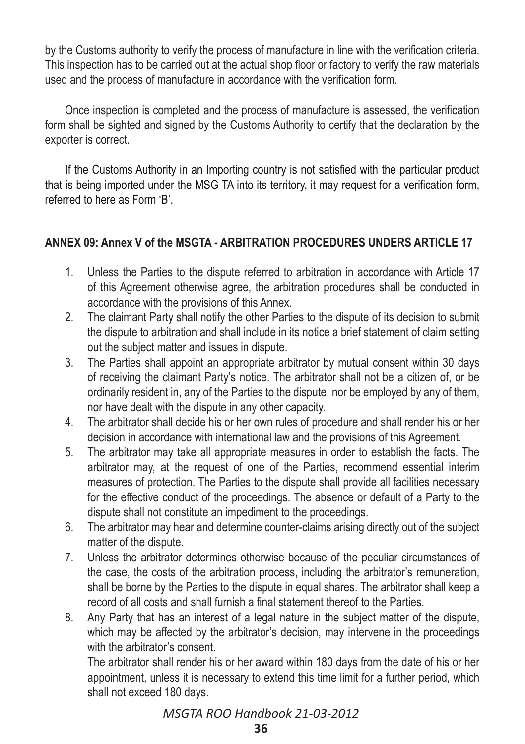by the Customs authority to verify the process of manufacture in line with the verification criteria. This inspection has to be carried out at the actual shop floor or factory to verify the raw materials used and the process of manufacture in accordance with the verification form.

Once inspection is completed and the process of manufacture is assessed, the verification form shall be sighted and signed by the Customs Authority to certify that the declaration by the exporter is correct.

If the Customs Authority in an Importing country is not satisfied with the particular product that is being imported under the MSG TA into its territory, it may request for a verification form, referred to here as Form 'B'.

## ANNEX 09: Annex V of the MSGTA - ARBITRATION PROCEDURES UNDERS ARTICLE 17

1. Unless the Parties to the dispute referred to arbitration in accordance with Article 17 of this Agreement otherwise agree, the arbitration procedures shall be conducted in accordance with the provisions of this Annex.
2. The claimant Party shall notify the other Parties to the dispute of its decision to submit the dispute to arbitration and shall include in its notice a brief statement of claim setting out the subject matter and issues in dispute.
3. The Parties shall appoint an appropriate arbitrator by mutual consent within 30 days of receiving the claimant Party's notice. The arbitrator shall not be a citizen of, or be ordinarily resident in, any of the Parties to the dispute, nor be employed by any of them, nor have dealt with the dispute in any other capacity.
4. The arbitrator shall decide his or her own rules of procedure and shall render his or her decision in accordance with international law and the provisions of this Agreement.
5. The arbitrator may take all appropriate measures in order to establish the facts. The arbitrator may, at the request of one of the Parties, recommend essential interim measures of protection. The Parties to the dispute shall provide all facilities necessary for the effective conduct of the proceedings. The absence or default of a Party to the dispute shall not constitute an impediment to the proceedings.
6. The arbitrator may hear and determine counter-claims arising directly out of the subject matter of the dispute.
7. Unless the arbitrator determines otherwise because of the peculiar circumstances of the case, the costs of the arbitration process, including the arbitrator's remuneration, shall be borne by the Parties to the dispute in equal shares. The arbitrator shall keep a record of all costs and shall furnish a final statement thereof to the Parties.
8. Any Party that has an interest of a legal nature in the subject matter of the dispute, which may be affected by the arbitrator's decision, may intervene in the proceedings with the arbitrator's consent.

   The arbitrator shall render his or her award within 180 days from the date of his or her appointment, unless it is necessary to extend this time limit for a further period, which shall not exceed 180 days.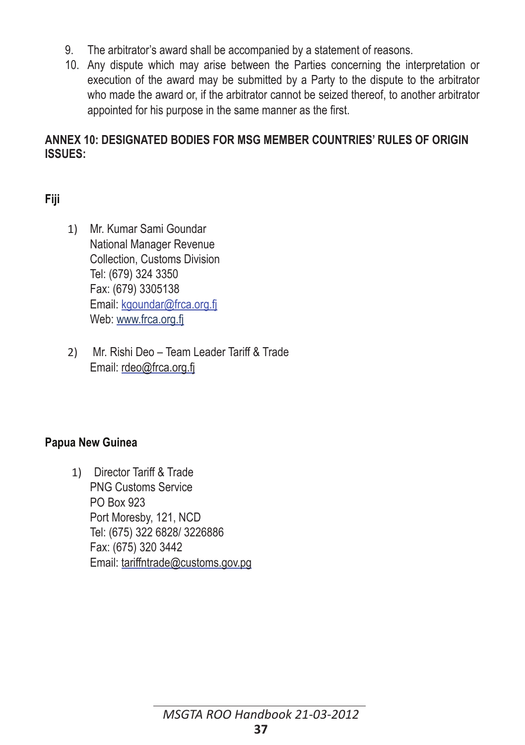9. The arbitrator's award shall be accompanied by a statement of reasons.
10. Any dispute which may arise between the Parties concerning the interpretation or execution of the award may be submitted by a Party to the dispute to the arbitrator who made the award or, if the arbitrator cannot be seized thereof, to another arbitrator appointed for his purpose in the same manner as the first.

## ANNEX 10: DESIGNATED BODIES FOR MSG MEMBER COUNTRIES' RULES OF ORIGIN ISSUES:

### Fiji

1) Mr. Kumar Sami Goundar
   National Manager Revenue
   Collection, Customs Division
   Tel: (679) 324 3350
   Fax: (679) 3305138
   Email: kgoundar@frca.org.fj
   Web: www.frca.org.fj

2) Mr. Rishi Deo – Team Leader Tariff & Trade
   Email: rdeo@frca.org.fj

### Papua New Guinea

1) Director Tariff & Trade
   PNG Customs Service
   PO Box 923
   Port Moresby, 121, NCD
   Tel: (675) 322 6828/ 3226886
   Fax: (675) 320 3442
   Email: tariffntrade@customs.gov.pg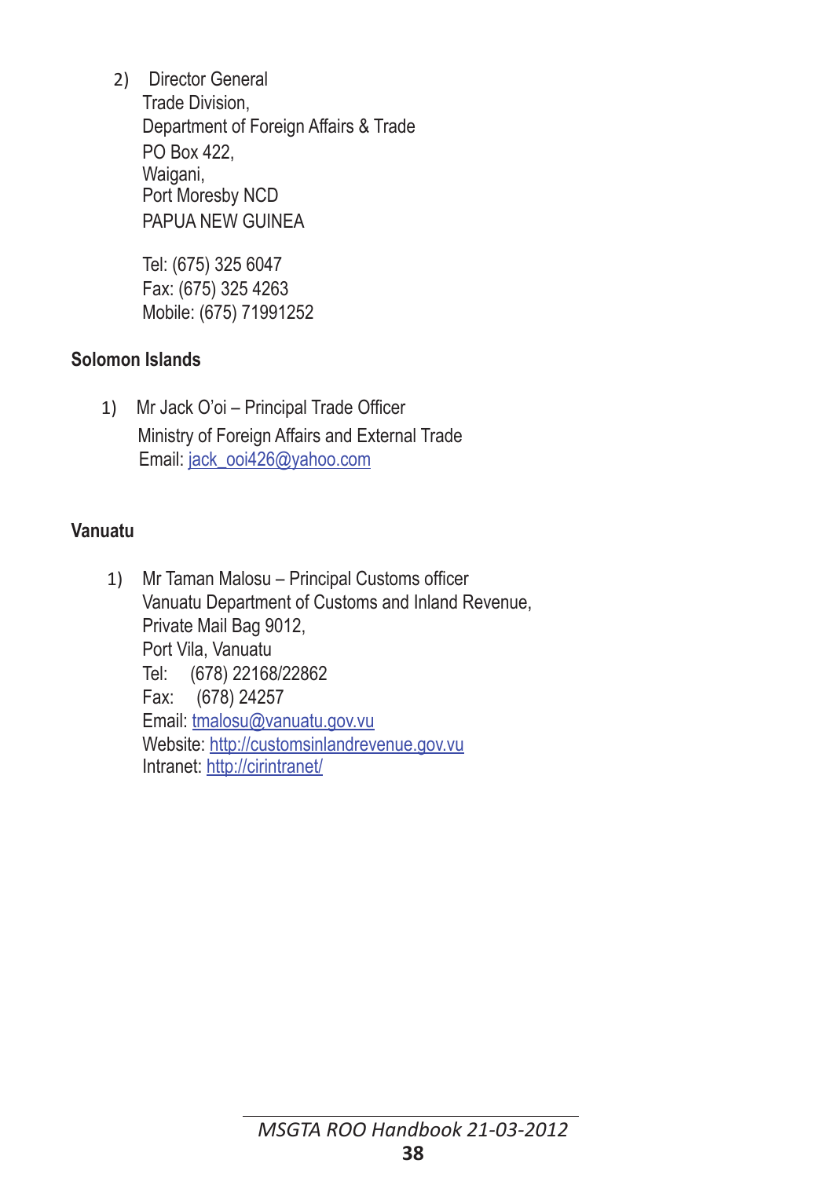2) Director General
   Trade Division,
   Department of Foreign Affairs & Trade
   PO Box 422,
   Waigani,
   Port Moresby NCD
   PAPUA NEW GUINEA

   Tel: (675) 325 6047
   Fax: (675) 325 4263
   Mobile: (675) 71991252

**Solomon Islands**

1) Mr Jack O'oi – Principal Trade Officer
   Ministry of Foreign Affairs and External Trade
   Email: jack_ooi426@yahoo.com

**Vanuatu**

1) Mr Taman Malosu – Principal Customs officer
   Vanuatu Department of Customs and Inland Revenue,
   Private Mail Bag 9012,
   Port Vila, Vanuatu
   Tel: (678) 22168/22862
   Fax: (678) 24257
   Email: tmalosu@vanuatu.gov.vu
   Website: http://customsinlandrevenue.gov.vu
   Intranet: http://cirintranet/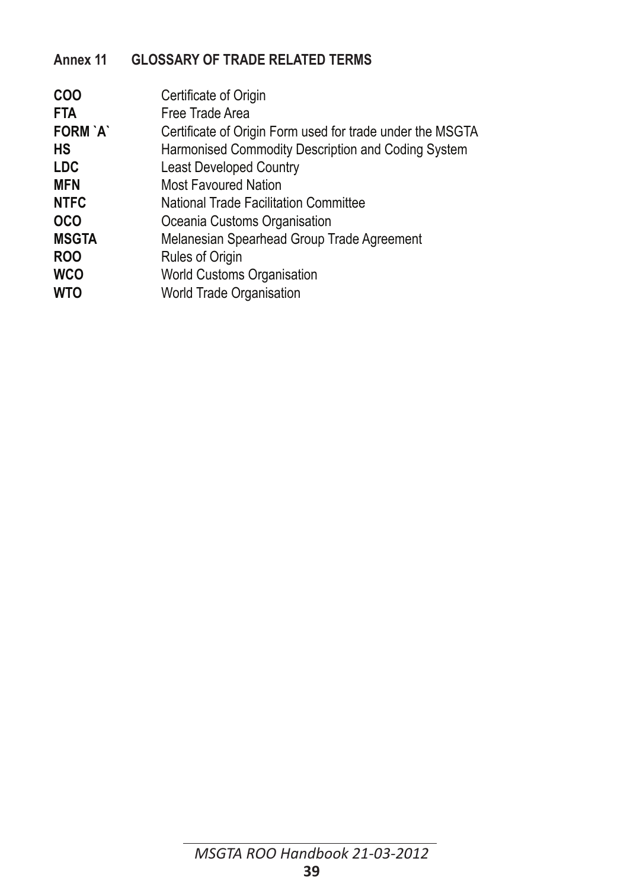## Annex 11 GLOSSARY OF TRADE RELATED TERMS

| | |
|---|---|
| **COO** | Certificate of Origin |
| **FTA** | Free Trade Area |
| **FORM `A`** | Certificate of Origin Form used for trade under the MSGTA |
| **HS** | Harmonised Commodity Description and Coding System |
| **LDC** | Least Developed Country |
| **MFN** | Most Favoured Nation |
| **NTFC** | National Trade Facilitation Committee |
| **OCO** | Oceania Customs Organisation |
| **MSGTA** | Melanesian Spearhead Group Trade Agreement |
| **ROO** | Rules of Origin |
| **WCO** | World Customs Organisation |
| **WTO** | World Trade Organisation |